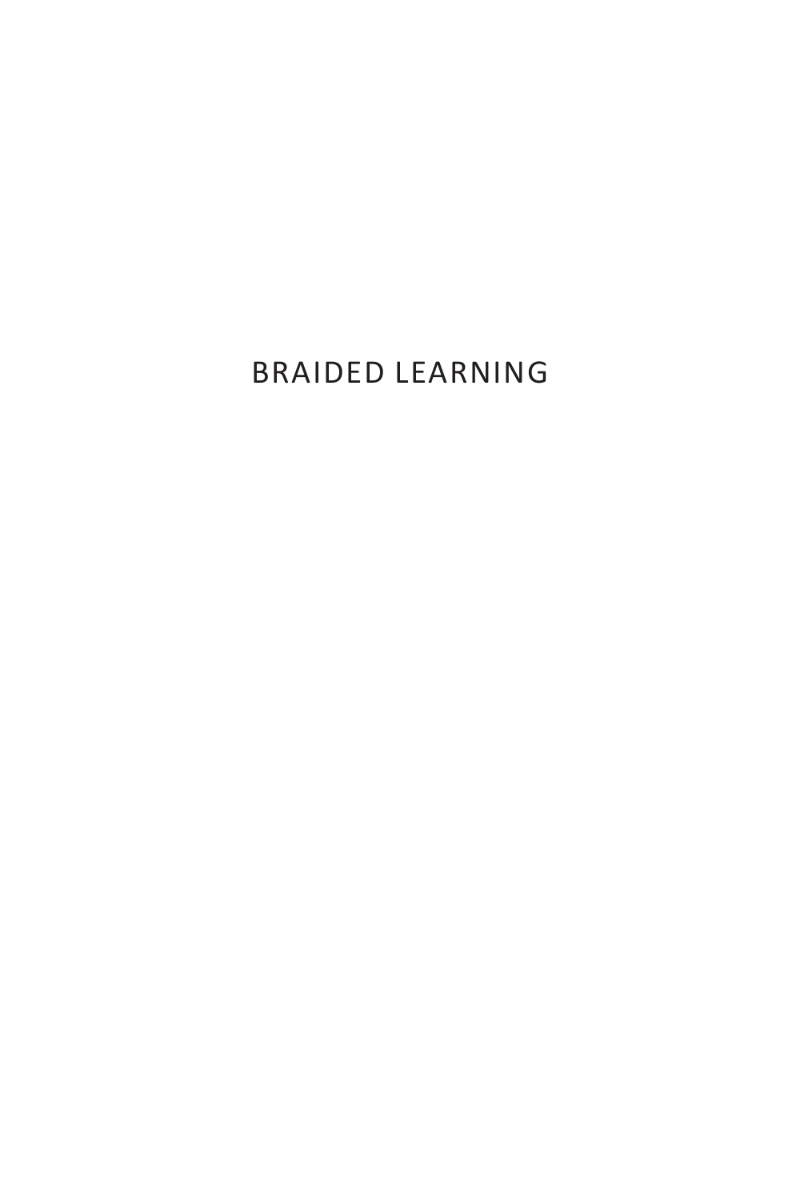# BRAIDED LEARNING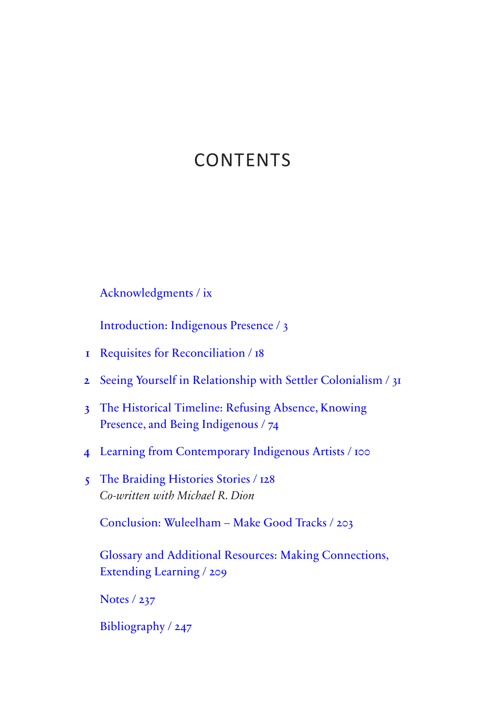# CONTENTS

Acknowledgments / ix

Introduction: Indigenous Presence / 3

1 Requisites for Reconciliation / 18

2 Seeing Yourself in Relationship with Settler Colonialism / 31

3 The Historical Timeline: Refusing Absence, Knowing Presence, and Being Indigenous / 74

4 Learning from Contemporary Indigenous Artists / 100

5 The Braiding Histories Stories / 128
*Co-written with Michael R. Dion*

Conclusion: Wuleelham – Make Good Tracks / 203

Glossary and Additional Resources: Making Connections, Extending Learning / 209

Notes / 237

Bibliography / 247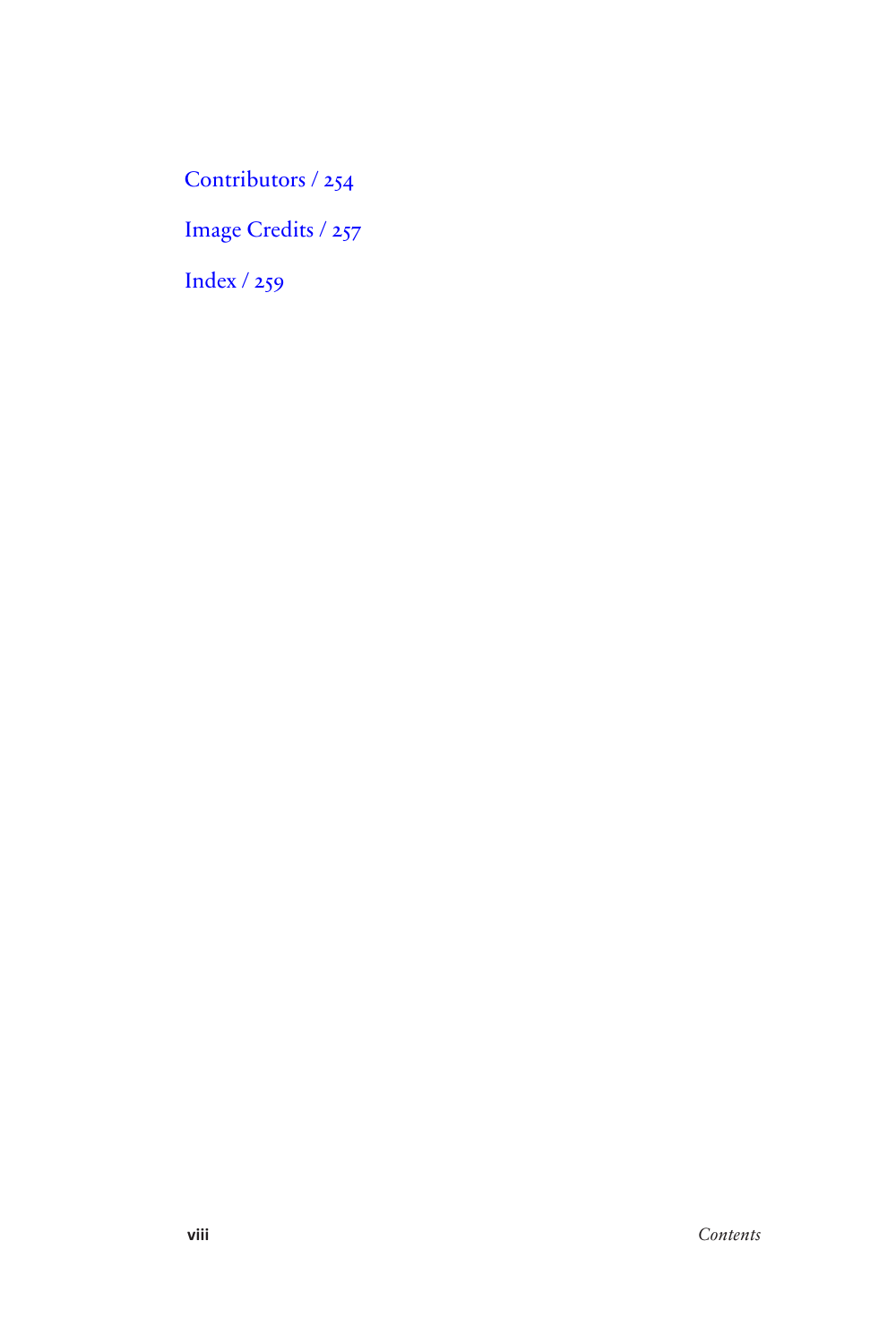Contributors / 254

Image Credits / 257

Index / 259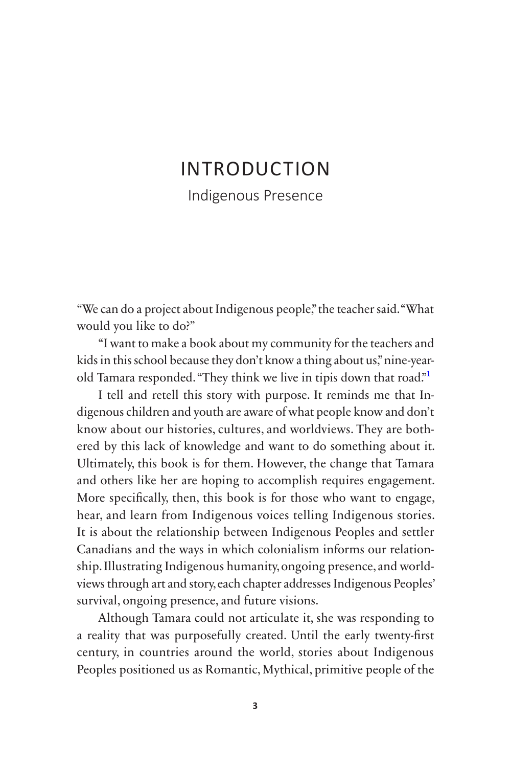# INTRODUCTION

## Indigenous Presence

"We can do a project about Indigenous people," the teacher said. "What would you like to do?"

"I want to make a book about my community for the teachers and kids in this school because they don't know a thing about us," nine-year-old Tamara responded. "They think we live in tipis down that road."[1]

I tell and retell this story with purpose. It reminds me that Indigenous children and youth are aware of what people know and don't know about our histories, cultures, and worldviews. They are bothered by this lack of knowledge and want to do something about it. Ultimately, this book is for them. However, the change that Tamara and others like her are hoping to accomplish requires engagement. More specifically, then, this book is for those who want to engage, hear, and learn from Indigenous voices telling Indigenous stories. It is about the relationship between Indigenous Peoples and settler Canadians and the ways in which colonialism informs our relationship. Illustrating Indigenous humanity, ongoing presence, and worldviews through art and story, each chapter addresses Indigenous Peoples' survival, ongoing presence, and future visions.

Although Tamara could not articulate it, she was responding to a reality that was purposefully created. Until the early twenty-first century, in countries around the world, stories about Indigenous Peoples positioned us as Romantic, Mythical, primitive people of the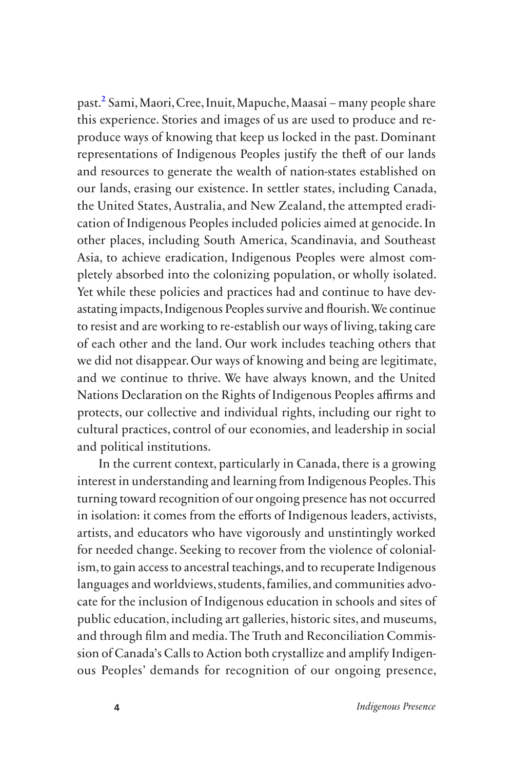past.[2] Sami, Maori, Cree, Inuit, Mapuche, Maasai – many people share this experience. Stories and images of us are used to produce and reproduce ways of knowing that keep us locked in the past. Dominant representations of Indigenous Peoples justify the theft of our lands and resources to generate the wealth of nation-states established on our lands, erasing our existence. In settler states, including Canada, the United States, Australia, and New Zealand, the attempted eradication of Indigenous Peoples included policies aimed at genocide. In other places, including South America, Scandinavia, and Southeast Asia, to achieve eradication, Indigenous Peoples were almost completely absorbed into the colonizing population, or wholly isolated. Yet while these policies and practices had and continue to have devastating impacts, Indigenous Peoples survive and flourish. We continue to resist and are working to re-establish our ways of living, taking care of each other and the land. Our work includes teaching others that we did not disappear. Our ways of knowing and being are legitimate, and we continue to thrive. We have always known, and the United Nations Declaration on the Rights of Indigenous Peoples affirms and protects, our collective and individual rights, including our right to cultural practices, control of our economies, and leadership in social and political institutions.

In the current context, particularly in Canada, there is a growing interest in understanding and learning from Indigenous Peoples. This turning toward recognition of our ongoing presence has not occurred in isolation: it comes from the efforts of Indigenous leaders, activists, artists, and educators who have vigorously and unstintingly worked for needed change. Seeking to recover from the violence of colonialism, to gain access to ancestral teachings, and to recuperate Indigenous languages and worldviews, students, families, and communities advocate for the inclusion of Indigenous education in schools and sites of public education, including art galleries, historic sites, and museums, and through film and media. The Truth and Reconciliation Commission of Canada's Calls to Action both crystallize and amplify Indigenous Peoples' demands for recognition of our ongoing presence,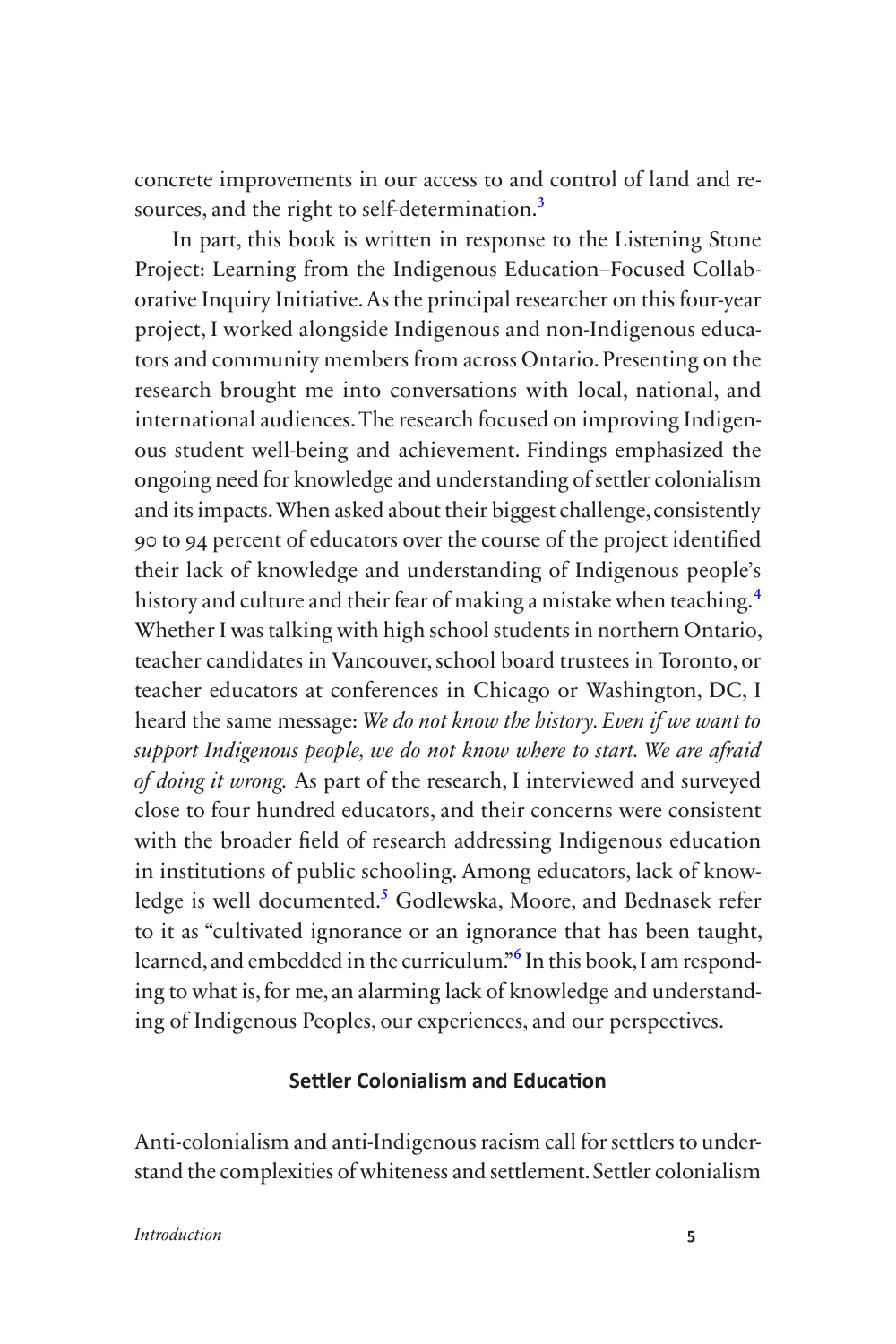concrete improvements in our access to and control of land and resources, and the right to self-determination.[3]

In part, this book is written in response to the Listening Stone Project: Learning from the Indigenous Education–Focused Collaborative Inquiry Initiative. As the principal researcher on this four-year project, I worked alongside Indigenous and non-Indigenous educators and community members from across Ontario. Presenting on the research brought me into conversations with local, national, and international audiences. The research focused on improving Indigenous student well-being and achievement. Findings emphasized the ongoing need for knowledge and understanding of settler colonialism and its impacts. When asked about their biggest challenge, consistently 90 to 94 percent of educators over the course of the project identified their lack of knowledge and understanding of Indigenous people's history and culture and their fear of making a mistake when teaching.[4] Whether I was talking with high school students in northern Ontario, teacher candidates in Vancouver, school board trustees in Toronto, or teacher educators at conferences in Chicago or Washington, DC, I heard the same message: *We do not know the history. Even if we want to support Indigenous people, we do not know where to start. We are afraid of doing it wrong.* As part of the research, I interviewed and surveyed close to four hundred educators, and their concerns were consistent with the broader field of research addressing Indigenous education in institutions of public schooling. Among educators, lack of knowledge is well documented.[5] Godlewska, Moore, and Bednasek refer to it as "cultivated ignorance or an ignorance that has been taught, learned, and embedded in the curriculum."[6] In this book, I am responding to what is, for me, an alarming lack of knowledge and understanding of Indigenous Peoples, our experiences, and our perspectives.

## Settler Colonialism and Education

Anti-colonialism and anti-Indigenous racism call for settlers to understand the complexities of whiteness and settlement. Settler colonialism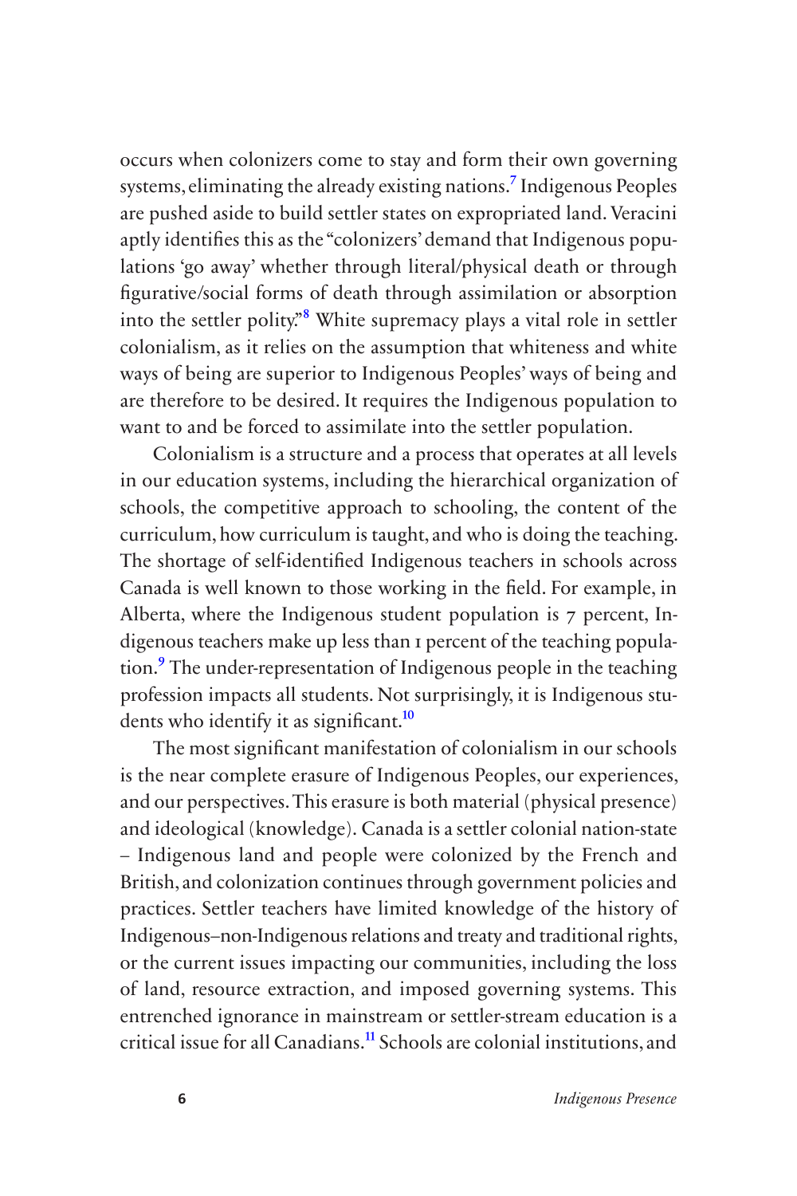occurs when colonizers come to stay and form their own governing systems, eliminating the already existing nations.[7] Indigenous Peoples are pushed aside to build settler states on expropriated land. Veracini aptly identifies this as the "colonizers' demand that Indigenous populations 'go away' whether through literal/physical death or through figurative/social forms of death through assimilation or absorption into the settler polity."[8] White supremacy plays a vital role in settler colonialism, as it relies on the assumption that whiteness and white ways of being are superior to Indigenous Peoples' ways of being and are therefore to be desired. It requires the Indigenous population to want to and be forced to assimilate into the settler population.

Colonialism is a structure and a process that operates at all levels in our education systems, including the hierarchical organization of schools, the competitive approach to schooling, the content of the curriculum, how curriculum is taught, and who is doing the teaching. The shortage of self-identified Indigenous teachers in schools across Canada is well known to those working in the field. For example, in Alberta, where the Indigenous student population is 7 percent, Indigenous teachers make up less than 1 percent of the teaching population.[9] The under-representation of Indigenous people in the teaching profession impacts all students. Not surprisingly, it is Indigenous students who identify it as significant.[10]

The most significant manifestation of colonialism in our schools is the near complete erasure of Indigenous Peoples, our experiences, and our perspectives. This erasure is both material (physical presence) and ideological (knowledge). Canada is a settler colonial nation-state – Indigenous land and people were colonized by the French and British, and colonization continues through government policies and practices. Settler teachers have limited knowledge of the history of Indigenous–non-Indigenous relations and treaty and traditional rights, or the current issues impacting our communities, including the loss of land, resource extraction, and imposed governing systems. This entrenched ignorance in mainstream or settler-stream education is a critical issue for all Canadians.[11] Schools are colonial institutions, and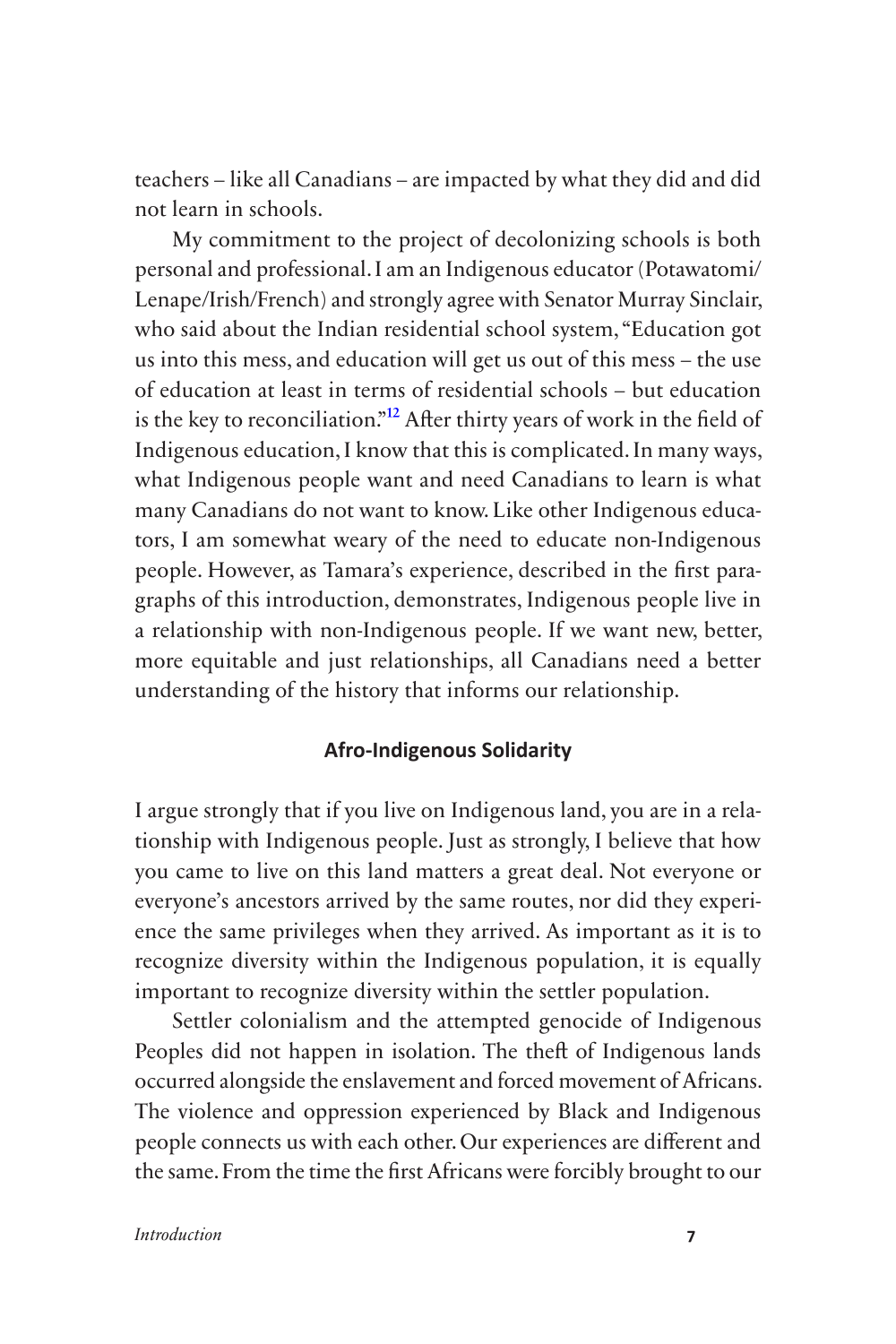teachers – like all Canadians – are impacted by what they did and did not learn in schools.

My commitment to the project of decolonizing schools is both personal and professional. I am an Indigenous educator (Potawatomi/Lenape/Irish/French) and strongly agree with Senator Murray Sinclair, who said about the Indian residential school system, "Education got us into this mess, and education will get us out of this mess – the use of education at least in terms of residential schools – but education is the key to reconciliation."[12] After thirty years of work in the field of Indigenous education, I know that this is complicated. In many ways, what Indigenous people want and need Canadians to learn is what many Canadians do not want to know. Like other Indigenous educators, I am somewhat weary of the need to educate non-Indigenous people. However, as Tamara's experience, described in the first paragraphs of this introduction, demonstrates, Indigenous people live in a relationship with non-Indigenous people. If we want new, better, more equitable and just relationships, all Canadians need a better understanding of the history that informs our relationship.

## Afro-Indigenous Solidarity

I argue strongly that if you live on Indigenous land, you are in a relationship with Indigenous people. Just as strongly, I believe that how you came to live on this land matters a great deal. Not everyone or everyone's ancestors arrived by the same routes, nor did they experience the same privileges when they arrived. As important as it is to recognize diversity within the Indigenous population, it is equally important to recognize diversity within the settler population.

Settler colonialism and the attempted genocide of Indigenous Peoples did not happen in isolation. The theft of Indigenous lands occurred alongside the enslavement and forced movement of Africans. The violence and oppression experienced by Black and Indigenous people connects us with each other. Our experiences are different and the same. From the time the first Africans were forcibly brought to our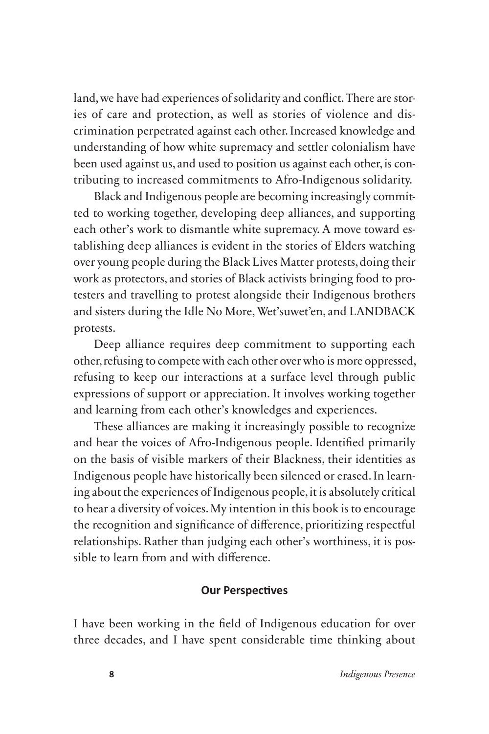land, we have had experiences of solidarity and conflict. There are stories of care and protection, as well as stories of violence and discrimination perpetrated against each other. Increased knowledge and understanding of how white supremacy and settler colonialism have been used against us, and used to position us against each other, is contributing to increased commitments to Afro-Indigenous solidarity.

Black and Indigenous people are becoming increasingly committed to working together, developing deep alliances, and supporting each other's work to dismantle white supremacy. A move toward establishing deep alliances is evident in the stories of Elders watching over young people during the Black Lives Matter protests, doing their work as protectors, and stories of Black activists bringing food to protesters and travelling to protest alongside their Indigenous brothers and sisters during the Idle No More, Wet'suwet'en, and LANDBACK protests.

Deep alliance requires deep commitment to supporting each other, refusing to compete with each other over who is more oppressed, refusing to keep our interactions at a surface level through public expressions of support or appreciation. It involves working together and learning from each other's knowledges and experiences.

These alliances are making it increasingly possible to recognize and hear the voices of Afro-Indigenous people. Identified primarily on the basis of visible markers of their Blackness, their identities as Indigenous people have historically been silenced or erased. In learning about the experiences of Indigenous people, it is absolutely critical to hear a diversity of voices. My intention in this book is to encourage the recognition and significance of difference, prioritizing respectful relationships. Rather than judging each other's worthiness, it is possible to learn from and with difference.

## Our Perspectives

I have been working in the field of Indigenous education for over three decades, and I have spent considerable time thinking about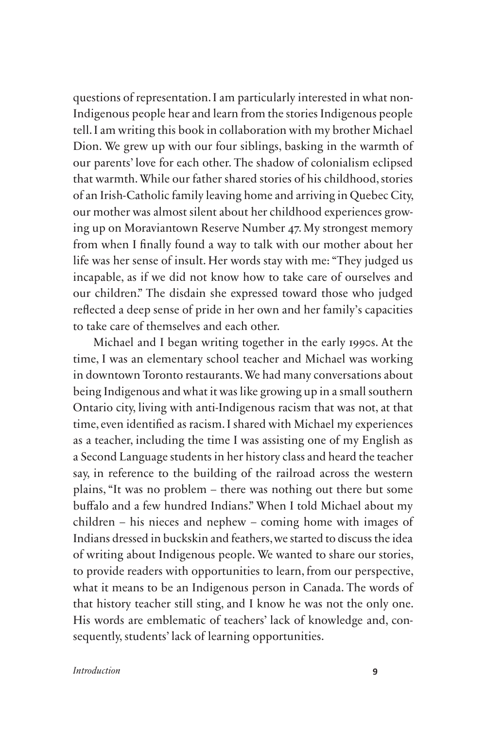questions of representation. I am particularly interested in what non-Indigenous people hear and learn from the stories Indigenous people tell. I am writing this book in collaboration with my brother Michael Dion. We grew up with our four siblings, basking in the warmth of our parents' love for each other. The shadow of colonialism eclipsed that warmth. While our father shared stories of his childhood, stories of an Irish-Catholic family leaving home and arriving in Quebec City, our mother was almost silent about her childhood experiences growing up on Moraviantown Reserve Number 47. My strongest memory from when I finally found a way to talk with our mother about her life was her sense of insult. Her words stay with me: "They judged us incapable, as if we did not know how to take care of ourselves and our children." The disdain she expressed toward those who judged reflected a deep sense of pride in her own and her family's capacities to take care of themselves and each other.

Michael and I began writing together in the early 1990s. At the time, I was an elementary school teacher and Michael was working in downtown Toronto restaurants. We had many conversations about being Indigenous and what it was like growing up in a small southern Ontario city, living with anti-Indigenous racism that was not, at that time, even identified as racism. I shared with Michael my experiences as a teacher, including the time I was assisting one of my English as a Second Language students in her history class and heard the teacher say, in reference to the building of the railroad across the western plains, "It was no problem – there was nothing out there but some buffalo and a few hundred Indians." When I told Michael about my children – his nieces and nephew – coming home with images of Indians dressed in buckskin and feathers, we started to discuss the idea of writing about Indigenous people. We wanted to share our stories, to provide readers with opportunities to learn, from our perspective, what it means to be an Indigenous person in Canada. The words of that history teacher still sting, and I know he was not the only one. His words are emblematic of teachers' lack of knowledge and, consequently, students' lack of learning opportunities.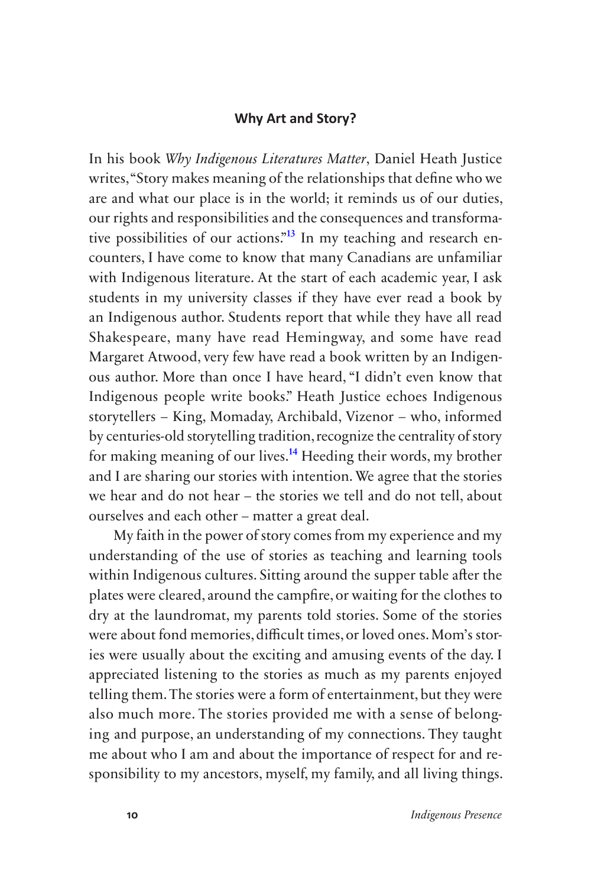## Why Art and Story?

In his book *Why Indigenous Literatures Matter*, Daniel Heath Justice writes, "Story makes meaning of the relationships that define who we are and what our place is in the world; it reminds us of our duties, our rights and responsibilities and the consequences and transformative possibilities of our actions."[13] In my teaching and research encounters, I have come to know that many Canadians are unfamiliar with Indigenous literature. At the start of each academic year, I ask students in my university classes if they have ever read a book by an Indigenous author. Students report that while they have all read Shakespeare, many have read Hemingway, and some have read Margaret Atwood, very few have read a book written by an Indigenous author. More than once I have heard, "I didn't even know that Indigenous people write books." Heath Justice echoes Indigenous storytellers – King, Momaday, Archibald, Vizenor – who, informed by centuries-old storytelling tradition, recognize the centrality of story for making meaning of our lives.[14] Heeding their words, my brother and I are sharing our stories with intention. We agree that the stories we hear and do not hear – the stories we tell and do not tell, about ourselves and each other – matter a great deal.

My faith in the power of story comes from my experience and my understanding of the use of stories as teaching and learning tools within Indigenous cultures. Sitting around the supper table after the plates were cleared, around the campfire, or waiting for the clothes to dry at the laundromat, my parents told stories. Some of the stories were about fond memories, difficult times, or loved ones. Mom's stories were usually about the exciting and amusing events of the day. I appreciated listening to the stories as much as my parents enjoyed telling them. The stories were a form of entertainment, but they were also much more. The stories provided me with a sense of belonging and purpose, an understanding of my connections. They taught me about who I am and about the importance of respect for and responsibility to my ancestors, myself, my family, and all living things.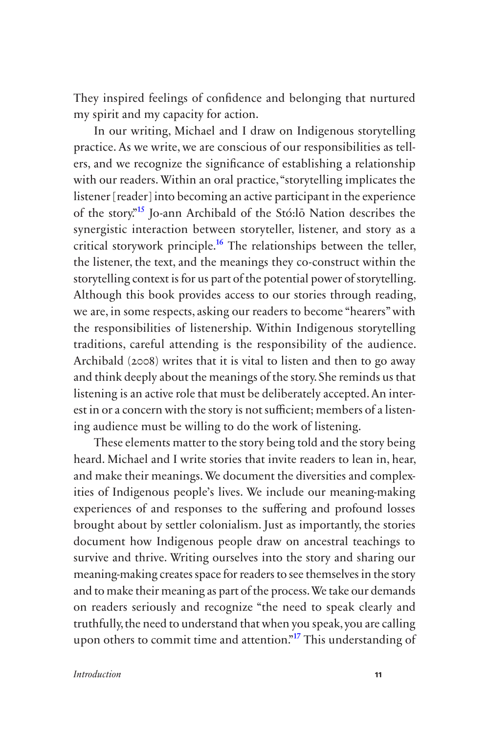They inspired feelings of confidence and belonging that nurtured my spirit and my capacity for action.

In our writing, Michael and I draw on Indigenous storytelling practice. As we write, we are conscious of our responsibilities as tellers, and we recognize the significance of establishing a relationship with our readers. Within an oral practice, "storytelling implicates the listener [reader] into becoming an active participant in the experience of the story."[15] Jo-ann Archibald of the Stó:lō Nation describes the synergistic interaction between storyteller, listener, and story as a critical storywork principle.[16] The relationships between the teller, the listener, the text, and the meanings they co-construct within the storytelling context is for us part of the potential power of storytelling. Although this book provides access to our stories through reading, we are, in some respects, asking our readers to become "hearers" with the responsibilities of listenership. Within Indigenous storytelling traditions, careful attending is the responsibility of the audience. Archibald (2008) writes that it is vital to listen and then to go away and think deeply about the meanings of the story. She reminds us that listening is an active role that must be deliberately accepted. An interest in or a concern with the story is not sufficient; members of a listening audience must be willing to do the work of listening.

These elements matter to the story being told and the story being heard. Michael and I write stories that invite readers to lean in, hear, and make their meanings. We document the diversities and complexities of Indigenous people's lives. We include our meaning-making experiences of and responses to the suffering and profound losses brought about by settler colonialism. Just as importantly, the stories document how Indigenous people draw on ancestral teachings to survive and thrive. Writing ourselves into the story and sharing our meaning-making creates space for readers to see themselves in the story and to make their meaning as part of the process. We take our demands on readers seriously and recognize "the need to speak clearly and truthfully, the need to understand that when you speak, you are calling upon others to commit time and attention."[17] This understanding of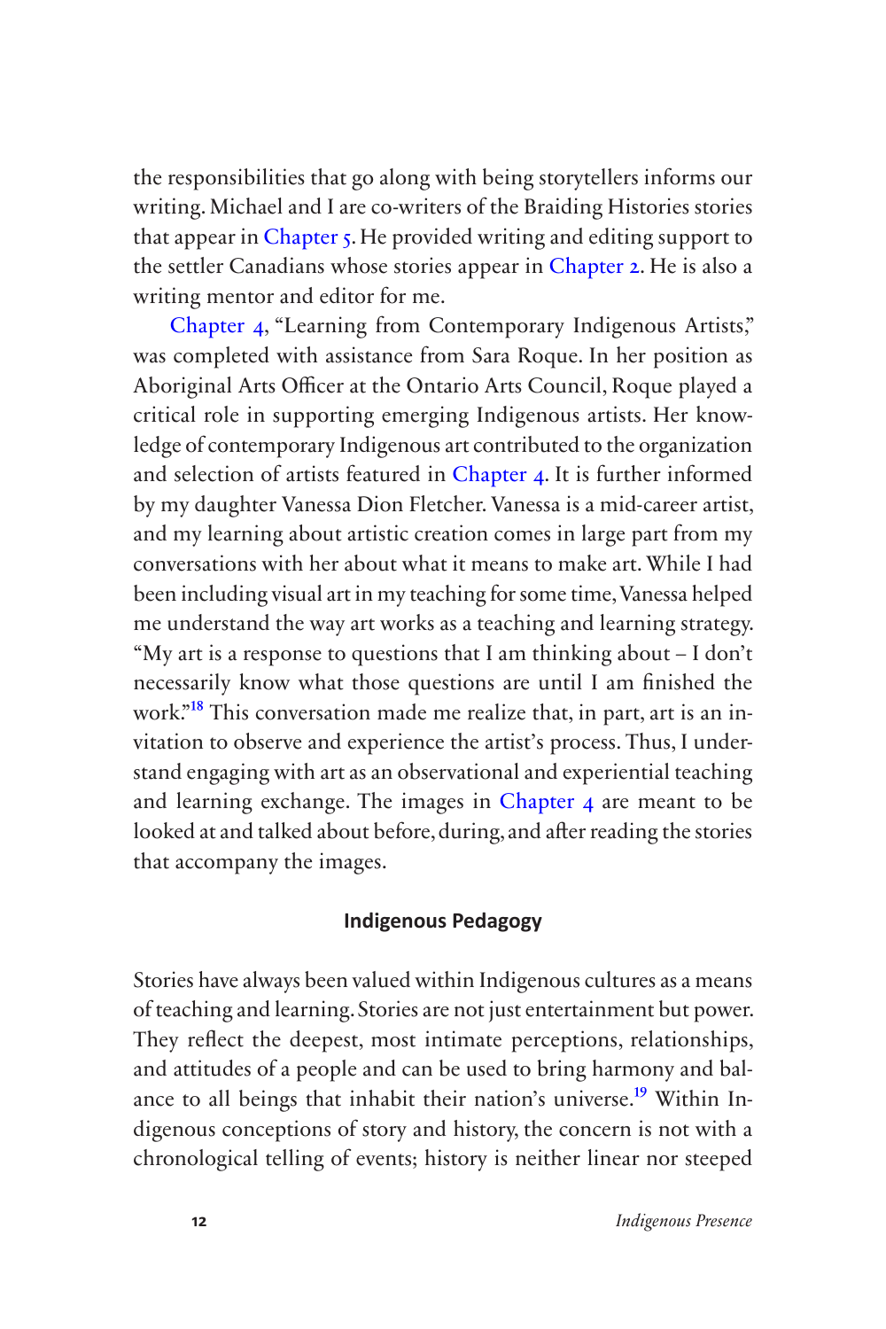the responsibilities that go along with being storytellers informs our writing. Michael and I are co-writers of the Braiding Histories stories that appear in Chapter 5. He provided writing and editing support to the settler Canadians whose stories appear in Chapter 2. He is also a writing mentor and editor for me.

Chapter 4, “Learning from Contemporary Indigenous Artists,” was completed with assistance from Sara Roque. In her position as Aboriginal Arts Officer at the Ontario Arts Council, Roque played a critical role in supporting emerging Indigenous artists. Her knowledge of contemporary Indigenous art contributed to the organization and selection of artists featured in Chapter 4. It is further informed by my daughter Vanessa Dion Fletcher. Vanessa is a mid-career artist, and my learning about artistic creation comes in large part from my conversations with her about what it means to make art. While I had been including visual art in my teaching for some time, Vanessa helped me understand the way art works as a teaching and learning strategy. “My art is a response to questions that I am thinking about – I don’t necessarily know what those questions are until I am finished the work.”[18] This conversation made me realize that, in part, art is an invitation to observe and experience the artist’s process. Thus, I understand engaging with art as an observational and experiential teaching and learning exchange. The images in Chapter 4 are meant to be looked at and talked about before, during, and after reading the stories that accompany the images.

## Indigenous Pedagogy

Stories have always been valued within Indigenous cultures as a means of teaching and learning. Stories are not just entertainment but power. They reflect the deepest, most intimate perceptions, relationships, and attitudes of a people and can be used to bring harmony and balance to all beings that inhabit their nation’s universe.[19] Within Indigenous conceptions of story and history, the concern is not with a chronological telling of events; history is neither linear nor steeped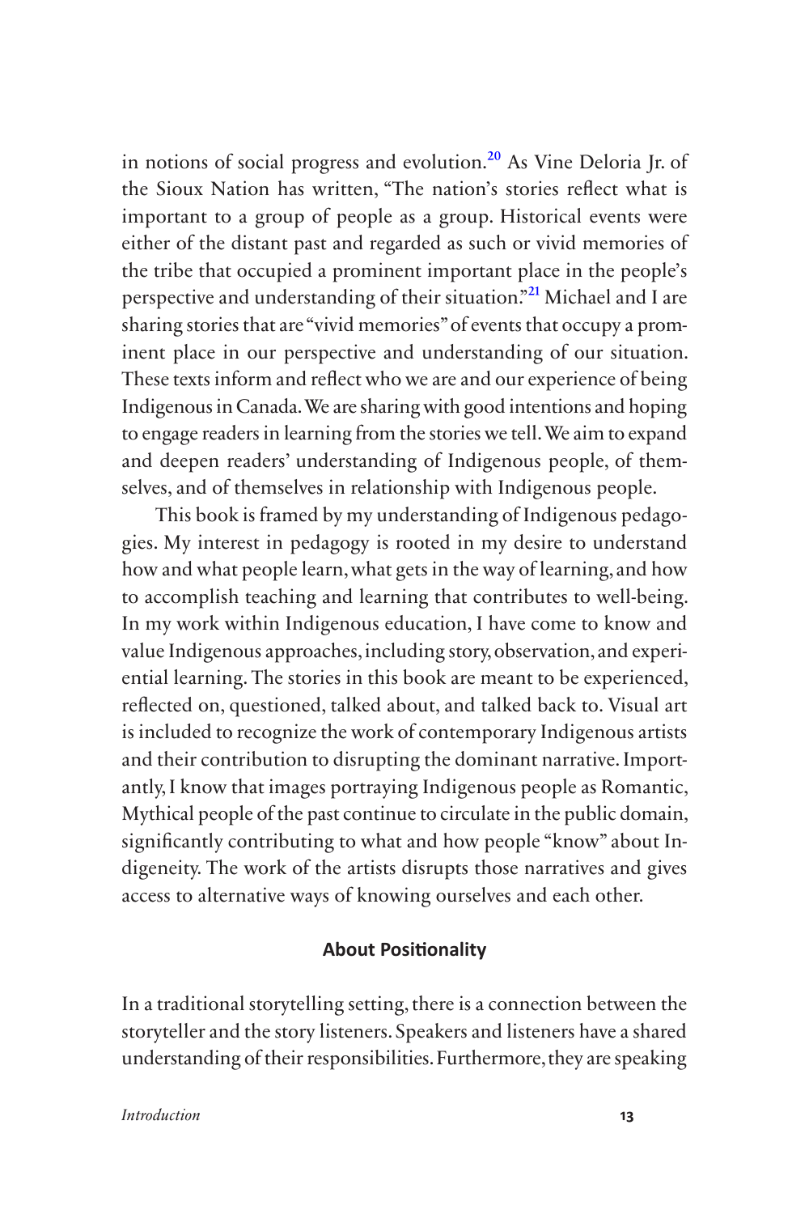in notions of social progress and evolution.[20] As Vine Deloria Jr. of the Sioux Nation has written, "The nation's stories reflect what is important to a group of people as a group. Historical events were either of the distant past and regarded as such or vivid memories of the tribe that occupied a prominent important place in the people's perspective and understanding of their situation."[21] Michael and I are sharing stories that are "vivid memories" of events that occupy a prominent place in our perspective and understanding of our situation. These texts inform and reflect who we are and our experience of being Indigenous in Canada. We are sharing with good intentions and hoping to engage readers in learning from the stories we tell. We aim to expand and deepen readers' understanding of Indigenous people, of themselves, and of themselves in relationship with Indigenous people.

This book is framed by my understanding of Indigenous pedagogies. My interest in pedagogy is rooted in my desire to understand how and what people learn, what gets in the way of learning, and how to accomplish teaching and learning that contributes to well-being. In my work within Indigenous education, I have come to know and value Indigenous approaches, including story, observation, and experiential learning. The stories in this book are meant to be experienced, reflected on, questioned, talked about, and talked back to. Visual art is included to recognize the work of contemporary Indigenous artists and their contribution to disrupting the dominant narrative. Importantly, I know that images portraying Indigenous people as Romantic, Mythical people of the past continue to circulate in the public domain, significantly contributing to what and how people "know" about Indigeneity. The work of the artists disrupts those narratives and gives access to alternative ways of knowing ourselves and each other.

## About Positionality

In a traditional storytelling setting, there is a connection between the storyteller and the story listeners. Speakers and listeners have a shared understanding of their responsibilities. Furthermore, they are speaking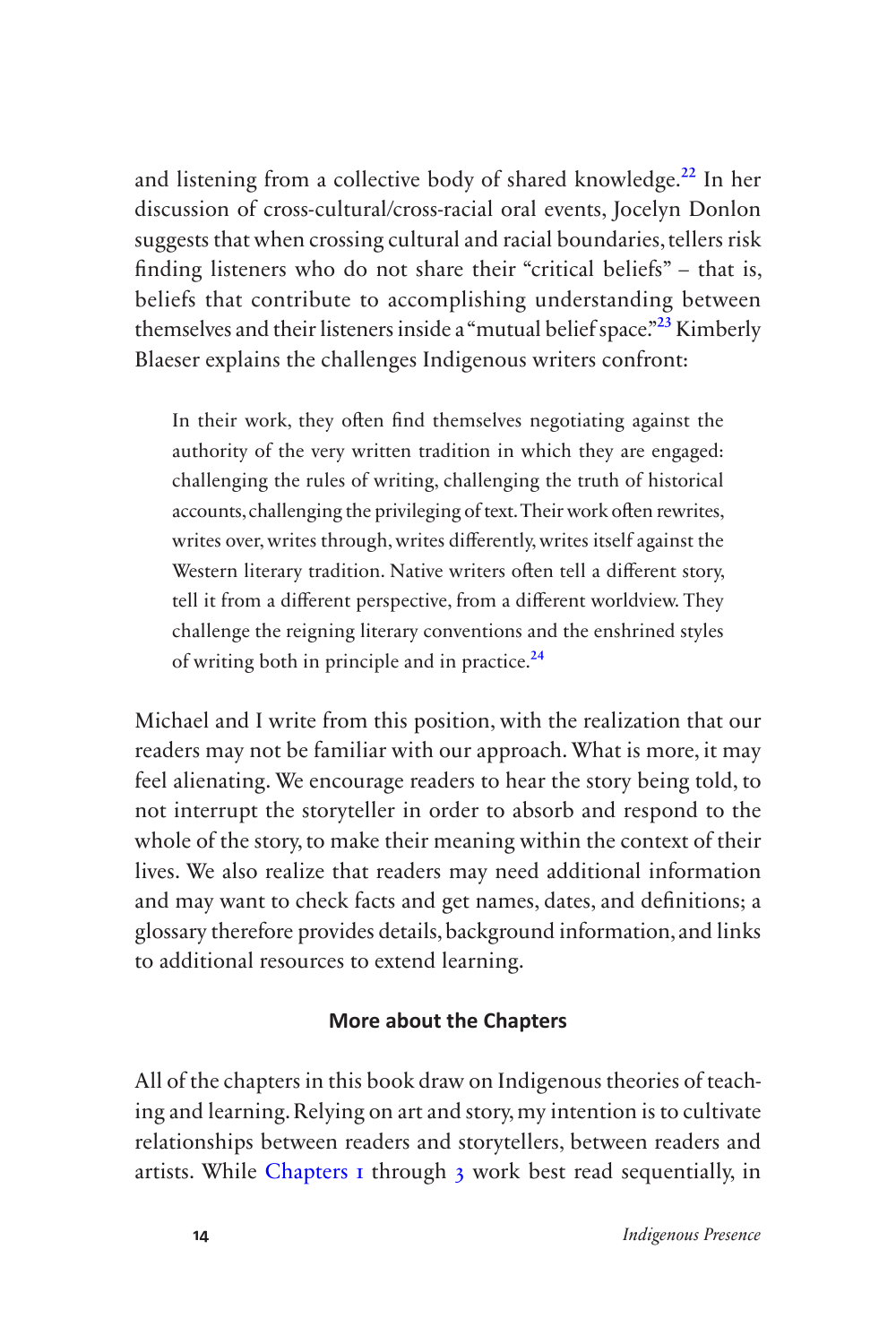and listening from a collective body of shared knowledge.[22] In her discussion of cross-cultural/cross-racial oral events, Jocelyn Donlon suggests that when crossing cultural and racial boundaries, tellers risk finding listeners who do not share their "critical beliefs" – that is, beliefs that contribute to accomplishing understanding between themselves and their listeners inside a "mutual belief space."[23] Kimberly Blaeser explains the challenges Indigenous writers confront:

> In their work, they often find themselves negotiating against the authority of the very written tradition in which they are engaged: challenging the rules of writing, challenging the truth of historical accounts, challenging the privileging of text. Their work often rewrites, writes over, writes through, writes differently, writes itself against the Western literary tradition. Native writers often tell a different story, tell it from a different perspective, from a different worldview. They challenge the reigning literary conventions and the enshrined styles of writing both in principle and in practice.[24]

Michael and I write from this position, with the realization that our readers may not be familiar with our approach. What is more, it may feel alienating. We encourage readers to hear the story being told, to not interrupt the storyteller in order to absorb and respond to the whole of the story, to make their meaning within the context of their lives. We also realize that readers may need additional information and may want to check facts and get names, dates, and definitions; a glossary therefore provides details, background information, and links to additional resources to extend learning.

### More about the Chapters

All of the chapters in this book draw on Indigenous theories of teaching and learning. Relying on art and story, my intention is to cultivate relationships between readers and storytellers, between readers and artists. While Chapters 1 through 3 work best read sequentially, in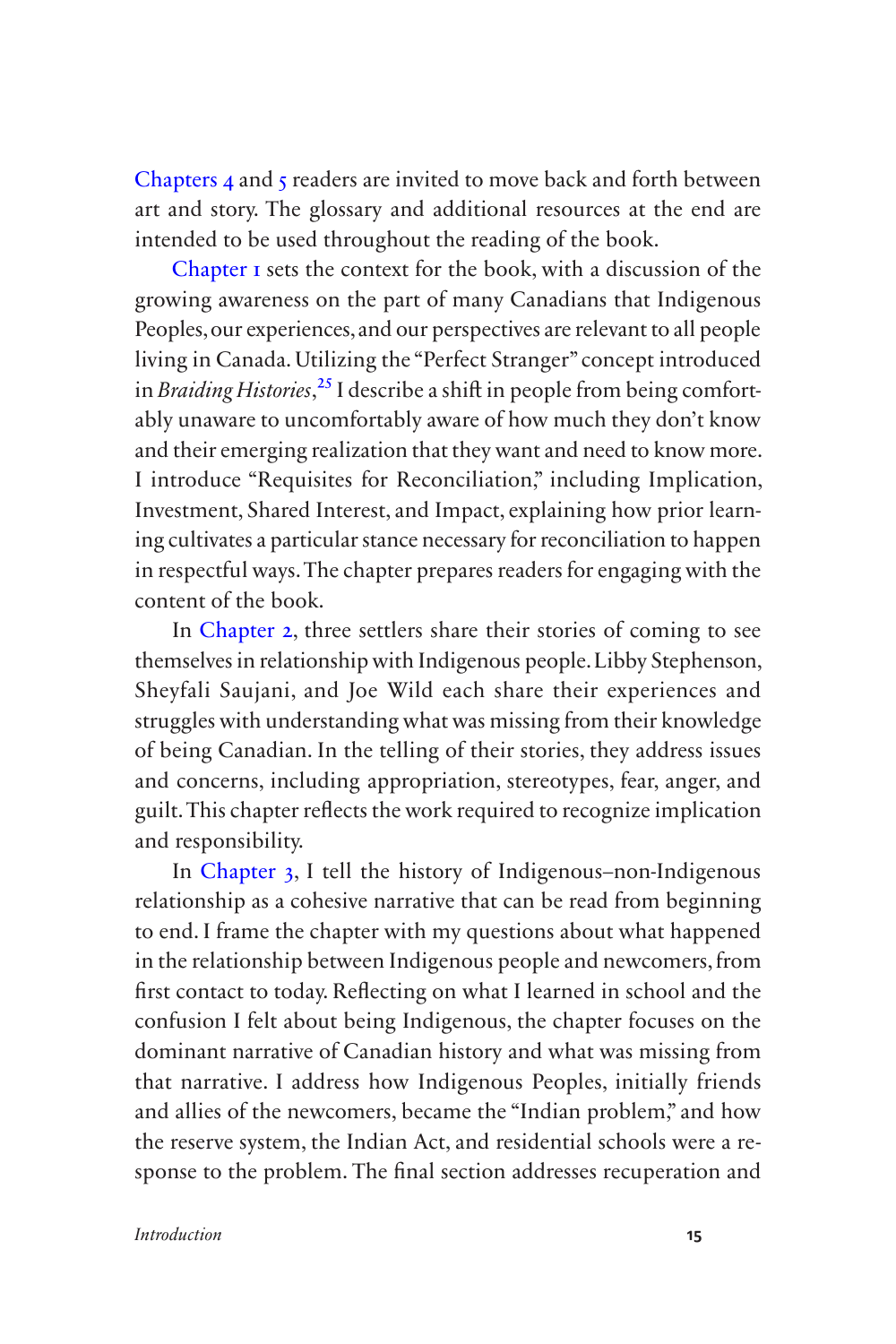Chapters 4 and 5 readers are invited to move back and forth between art and story. The glossary and additional resources at the end are intended to be used throughout the reading of the book.

Chapter 1 sets the context for the book, with a discussion of the growing awareness on the part of many Canadians that Indigenous Peoples, our experiences, and our perspectives are relevant to all people living in Canada. Utilizing the "Perfect Stranger" concept introduced in *Braiding Histories*,[25] I describe a shift in people from being comfortably unaware to uncomfortably aware of how much they don't know and their emerging realization that they want and need to know more. I introduce "Requisites for Reconciliation," including Implication, Investment, Shared Interest, and Impact, explaining how prior learning cultivates a particular stance necessary for reconciliation to happen in respectful ways. The chapter prepares readers for engaging with the content of the book.

In Chapter 2, three settlers share their stories of coming to see themselves in relationship with Indigenous people. Libby Stephenson, Sheyfali Saujani, and Joe Wild each share their experiences and struggles with understanding what was missing from their knowledge of being Canadian. In the telling of their stories, they address issues and concerns, including appropriation, stereotypes, fear, anger, and guilt. This chapter reflects the work required to recognize implication and responsibility.

In Chapter 3, I tell the history of Indigenous–non-Indigenous relationship as a cohesive narrative that can be read from beginning to end. I frame the chapter with my questions about what happened in the relationship between Indigenous people and newcomers, from first contact to today. Reflecting on what I learned in school and the confusion I felt about being Indigenous, the chapter focuses on the dominant narrative of Canadian history and what was missing from that narrative. I address how Indigenous Peoples, initially friends and allies of the newcomers, became the "Indian problem," and how the reserve system, the Indian Act, and residential schools were a response to the problem. The final section addresses recuperation and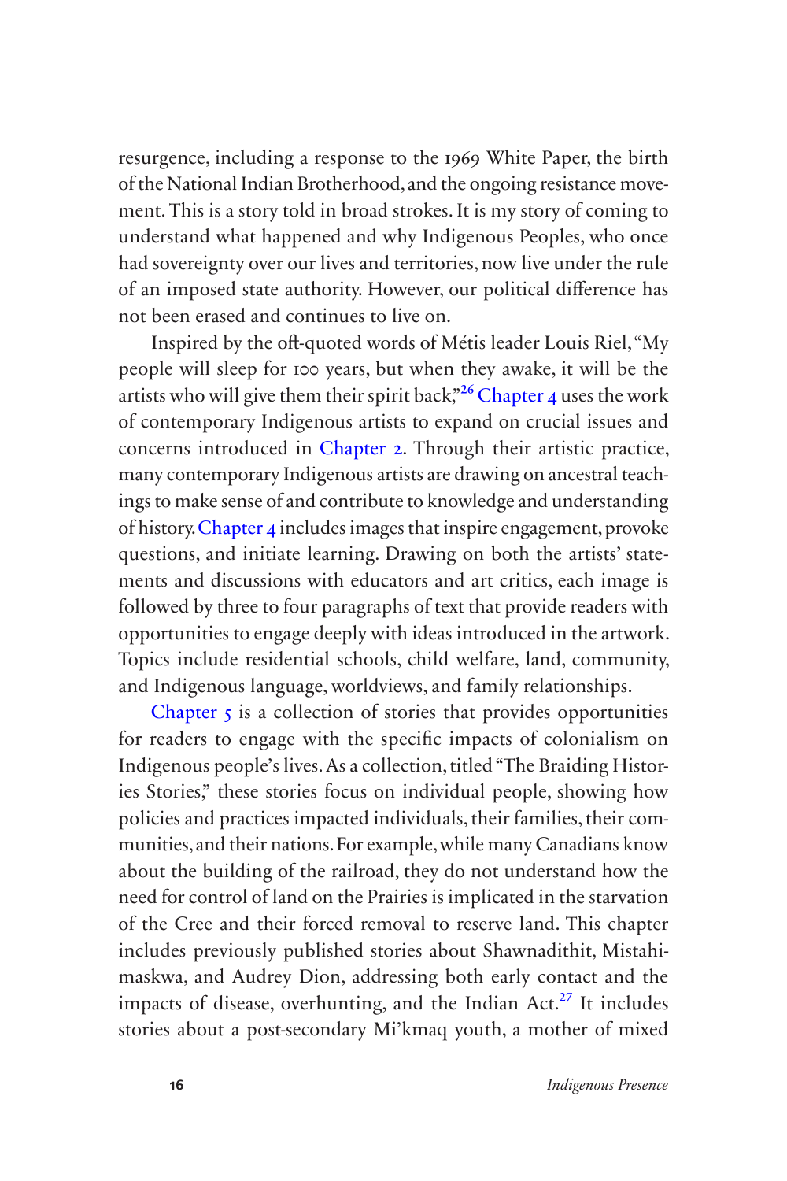resurgence, including a response to the 1969 White Paper, the birth of the National Indian Brotherhood, and the ongoing resistance movement. This is a story told in broad strokes. It is my story of coming to understand what happened and why Indigenous Peoples, who once had sovereignty over our lives and territories, now live under the rule of an imposed state authority. However, our political difference has not been erased and continues to live on.

Inspired by the oft-quoted words of Métis leader Louis Riel, "My people will sleep for 100 years, but when they awake, it will be the artists who will give them their spirit back,"[26] Chapter 4 uses the work of contemporary Indigenous artists to expand on crucial issues and concerns introduced in Chapter 2. Through their artistic practice, many contemporary Indigenous artists are drawing on ancestral teachings to make sense of and contribute to knowledge and understanding of history. Chapter 4 includes images that inspire engagement, provoke questions, and initiate learning. Drawing on both the artists' statements and discussions with educators and art critics, each image is followed by three to four paragraphs of text that provide readers with opportunities to engage deeply with ideas introduced in the artwork. Topics include residential schools, child welfare, land, community, and Indigenous language, worldviews, and family relationships.

Chapter 5 is a collection of stories that provides opportunities for readers to engage with the specific impacts of colonialism on Indigenous people's lives. As a collection, titled "The Braiding Histories Stories," these stories focus on individual people, showing how policies and practices impacted individuals, their families, their communities, and their nations. For example, while many Canadians know about the building of the railroad, they do not understand how the need for control of land on the Prairies is implicated in the starvation of the Cree and their forced removal to reserve land. This chapter includes previously published stories about Shawnadithit, Mistahimaskwa, and Audrey Dion, addressing both early contact and the impacts of disease, overhunting, and the Indian Act.[27] It includes stories about a post-secondary Mi'kmaq youth, a mother of mixed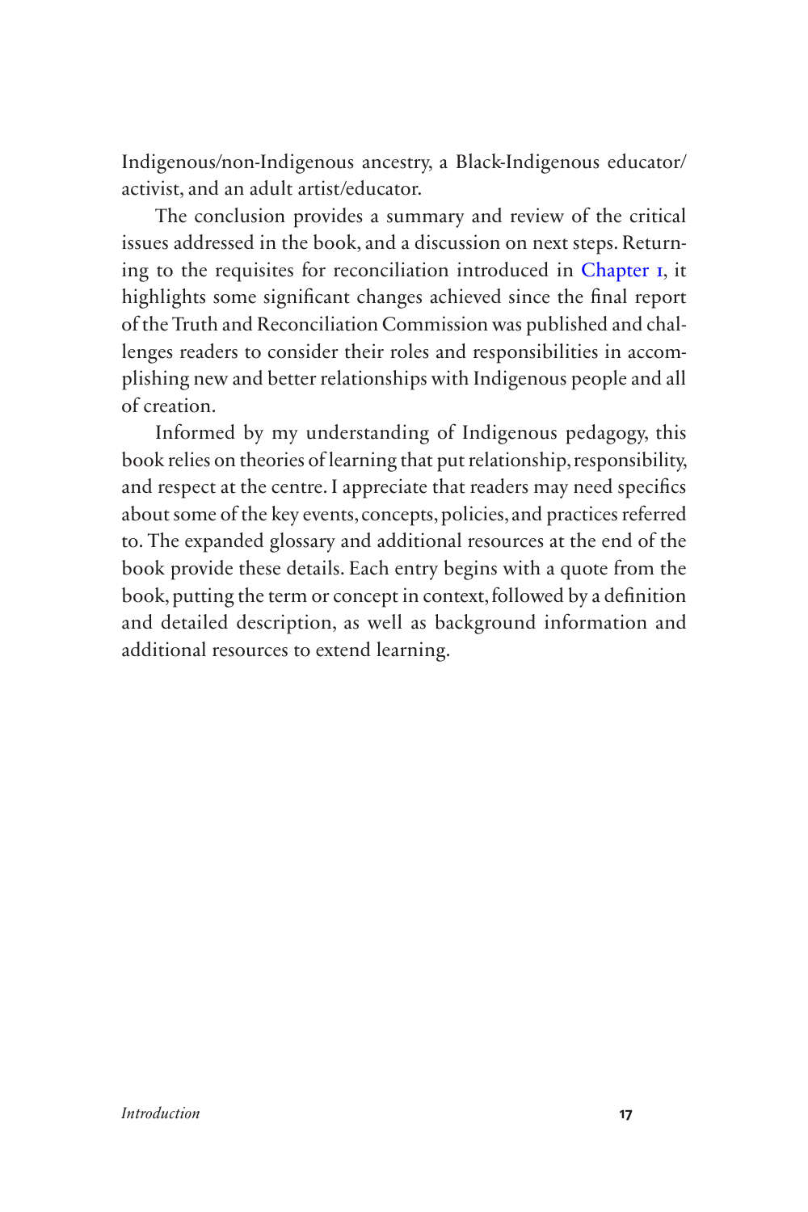Indigenous/non-Indigenous ancestry, a Black-Indigenous educator/activist, and an adult artist/educator.

The conclusion provides a summary and review of the critical issues addressed in the book, and a discussion on next steps. Returning to the requisites for reconciliation introduced in Chapter 1, it highlights some significant changes achieved since the final report of the Truth and Reconciliation Commission was published and challenges readers to consider their roles and responsibilities in accomplishing new and better relationships with Indigenous people and all of creation.

Informed by my understanding of Indigenous pedagogy, this book relies on theories of learning that put relationship, responsibility, and respect at the centre. I appreciate that readers may need specifics about some of the key events, concepts, policies, and practices referred to. The expanded glossary and additional resources at the end of the book provide these details. Each entry begins with a quote from the book, putting the term or concept in context, followed by a definition and detailed description, as well as background information and additional resources to extend learning.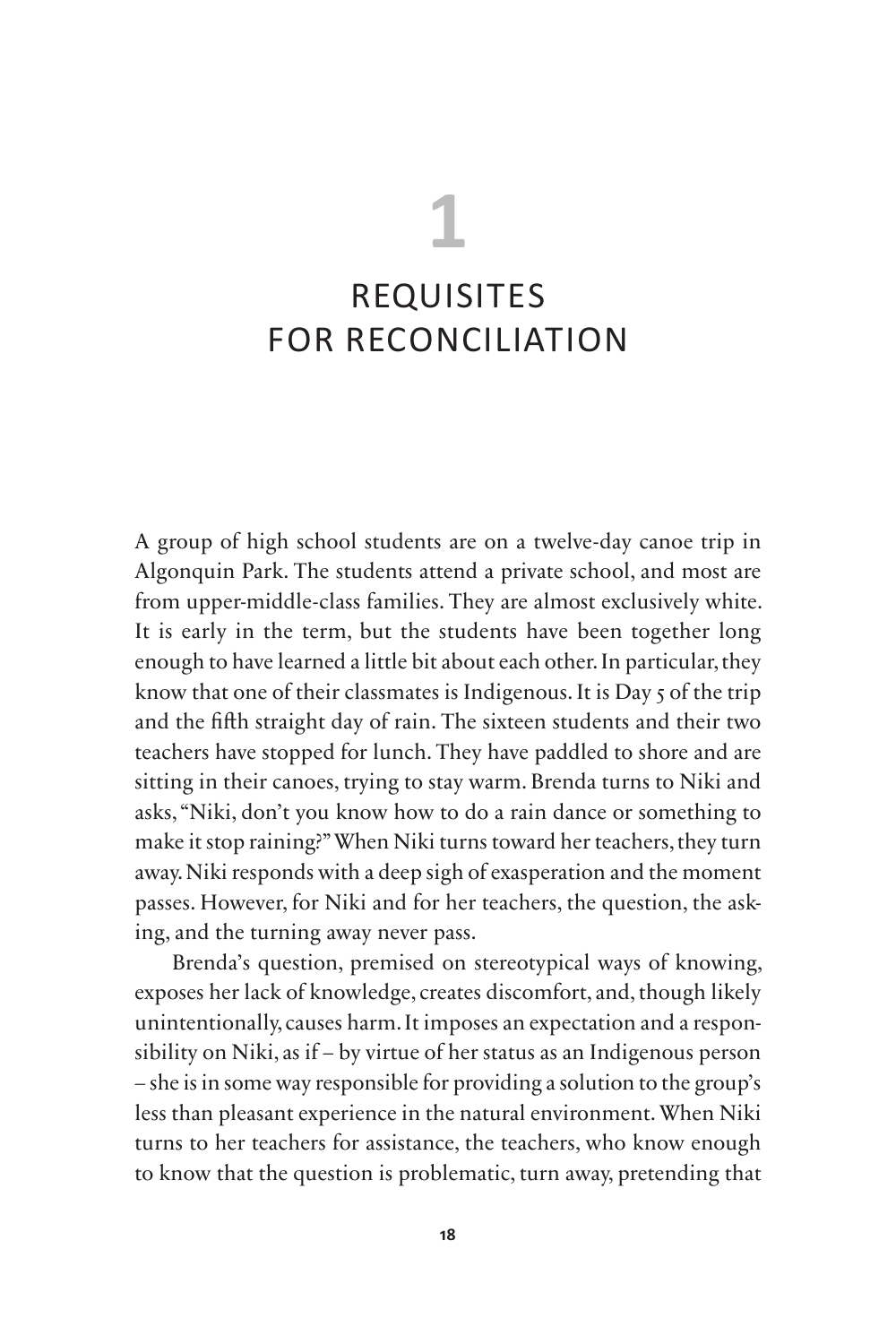# 1

# REQUISITES FOR RECONCILIATION

A group of high school students are on a twelve-day canoe trip in Algonquin Park. The students attend a private school, and most are from upper-middle-class families. They are almost exclusively white. It is early in the term, but the students have been together long enough to have learned a little bit about each other. In particular, they know that one of their classmates is Indigenous. It is Day 5 of the trip and the fifth straight day of rain. The sixteen students and their two teachers have stopped for lunch. They have paddled to shore and are sitting in their canoes, trying to stay warm. Brenda turns to Niki and asks, "Niki, don't you know how to do a rain dance or something to make it stop raining?" When Niki turns toward her teachers, they turn away. Niki responds with a deep sigh of exasperation and the moment passes. However, for Niki and for her teachers, the question, the asking, and the turning away never pass.

Brenda's question, premised on stereotypical ways of knowing, exposes her lack of knowledge, creates discomfort, and, though likely unintentionally, causes harm. It imposes an expectation and a responsibility on Niki, as if – by virtue of her status as an Indigenous person – she is in some way responsible for providing a solution to the group's less than pleasant experience in the natural environment. When Niki turns to her teachers for assistance, the teachers, who know enough to know that the question is problematic, turn away, pretending that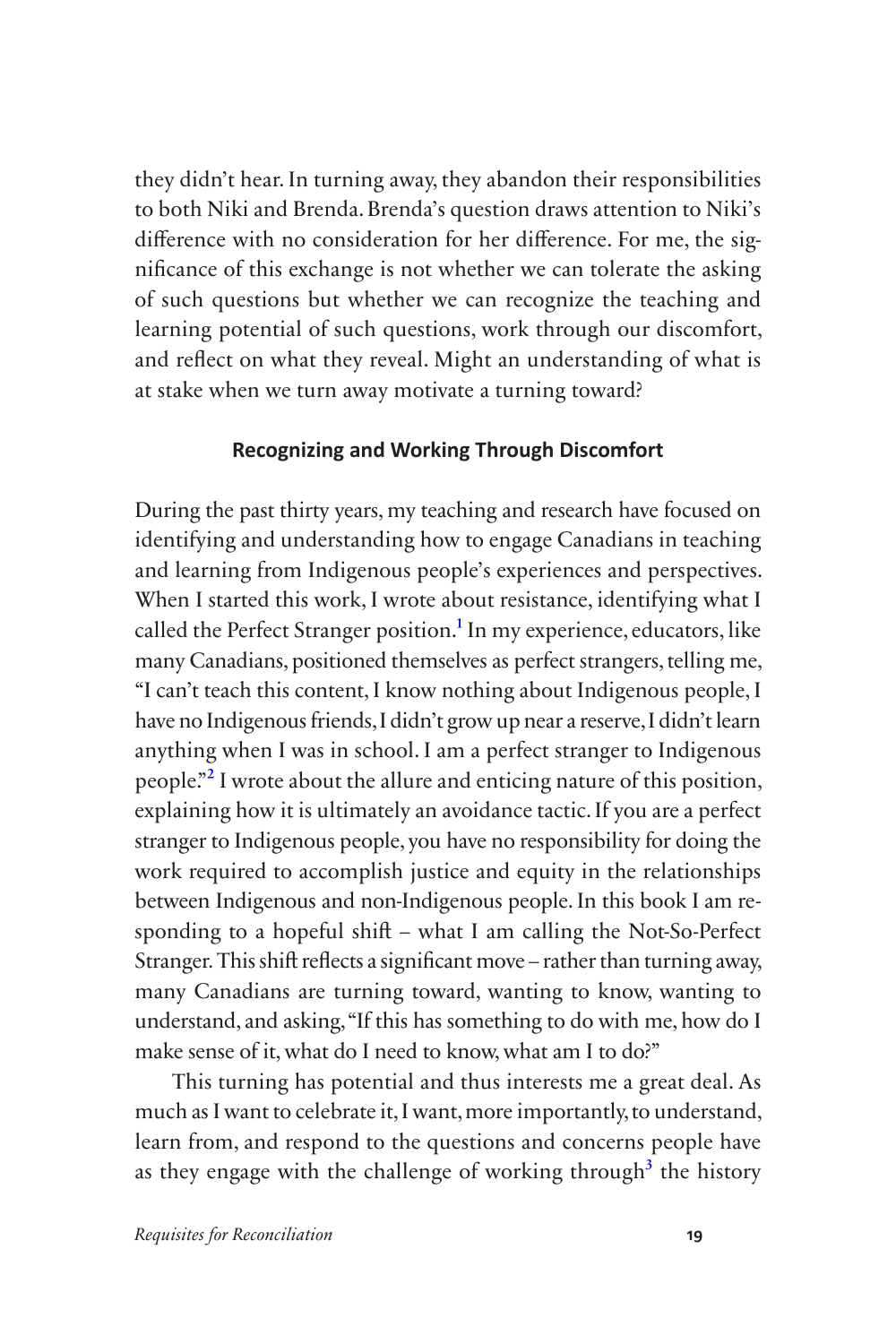they didn't hear. In turning away, they abandon their responsibilities to both Niki and Brenda. Brenda's question draws attention to Niki's difference with no consideration for her difference. For me, the significance of this exchange is not whether we can tolerate the asking of such questions but whether we can recognize the teaching and learning potential of such questions, work through our discomfort, and reflect on what they reveal. Might an understanding of what is at stake when we turn away motivate a turning toward?

## Recognizing and Working Through Discomfort

During the past thirty years, my teaching and research have focused on identifying and understanding how to engage Canadians in teaching and learning from Indigenous people's experiences and perspectives. When I started this work, I wrote about resistance, identifying what I called the Perfect Stranger position.[1] In my experience, educators, like many Canadians, positioned themselves as perfect strangers, telling me, "I can't teach this content, I know nothing about Indigenous people, I have no Indigenous friends, I didn't grow up near a reserve, I didn't learn anything when I was in school. I am a perfect stranger to Indigenous people."[2] I wrote about the allure and enticing nature of this position, explaining how it is ultimately an avoidance tactic. If you are a perfect stranger to Indigenous people, you have no responsibility for doing the work required to accomplish justice and equity in the relationships between Indigenous and non-Indigenous people. In this book I am responding to a hopeful shift – what I am calling the Not-So-Perfect Stranger. This shift reflects a significant move – rather than turning away, many Canadians are turning toward, wanting to know, wanting to understand, and asking, "If this has something to do with me, how do I make sense of it, what do I need to know, what am I to do?"

This turning has potential and thus interests me a great deal. As much as I want to celebrate it, I want, more importantly, to understand, learn from, and respond to the questions and concerns people have as they engage with the challenge of working through[3] the history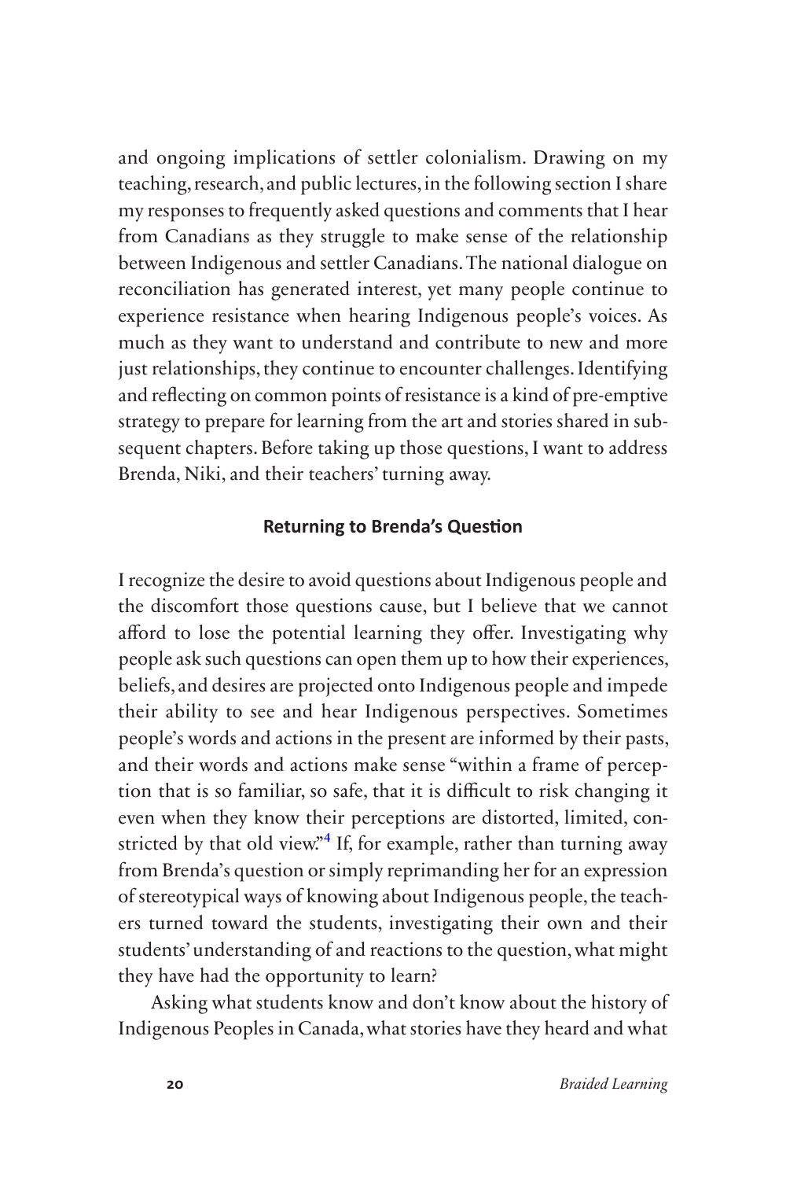and ongoing implications of settler colonialism. Drawing on my teaching, research, and public lectures, in the following section I share my responses to frequently asked questions and comments that I hear from Canadians as they struggle to make sense of the relationship between Indigenous and settler Canadians. The national dialogue on reconciliation has generated interest, yet many people continue to experience resistance when hearing Indigenous people's voices. As much as they want to understand and contribute to new and more just relationships, they continue to encounter challenges. Identifying and reflecting on common points of resistance is a kind of pre-emptive strategy to prepare for learning from the art and stories shared in subsequent chapters. Before taking up those questions, I want to address Brenda, Niki, and their teachers' turning away.

### Returning to Brenda's Question

I recognize the desire to avoid questions about Indigenous people and the discomfort those questions cause, but I believe that we cannot afford to lose the potential learning they offer. Investigating why people ask such questions can open them up to how their experiences, beliefs, and desires are projected onto Indigenous people and impede their ability to see and hear Indigenous perspectives. Sometimes people's words and actions in the present are informed by their pasts, and their words and actions make sense "within a frame of perception that is so familiar, so safe, that it is difficult to risk changing it even when they know their perceptions are distorted, limited, constricted by that old view."[4] If, for example, rather than turning away from Brenda's question or simply reprimanding her for an expression of stereotypical ways of knowing about Indigenous people, the teachers turned toward the students, investigating their own and their students' understanding of and reactions to the question, what might they have had the opportunity to learn?

Asking what students know and don't know about the history of Indigenous Peoples in Canada, what stories have they heard and what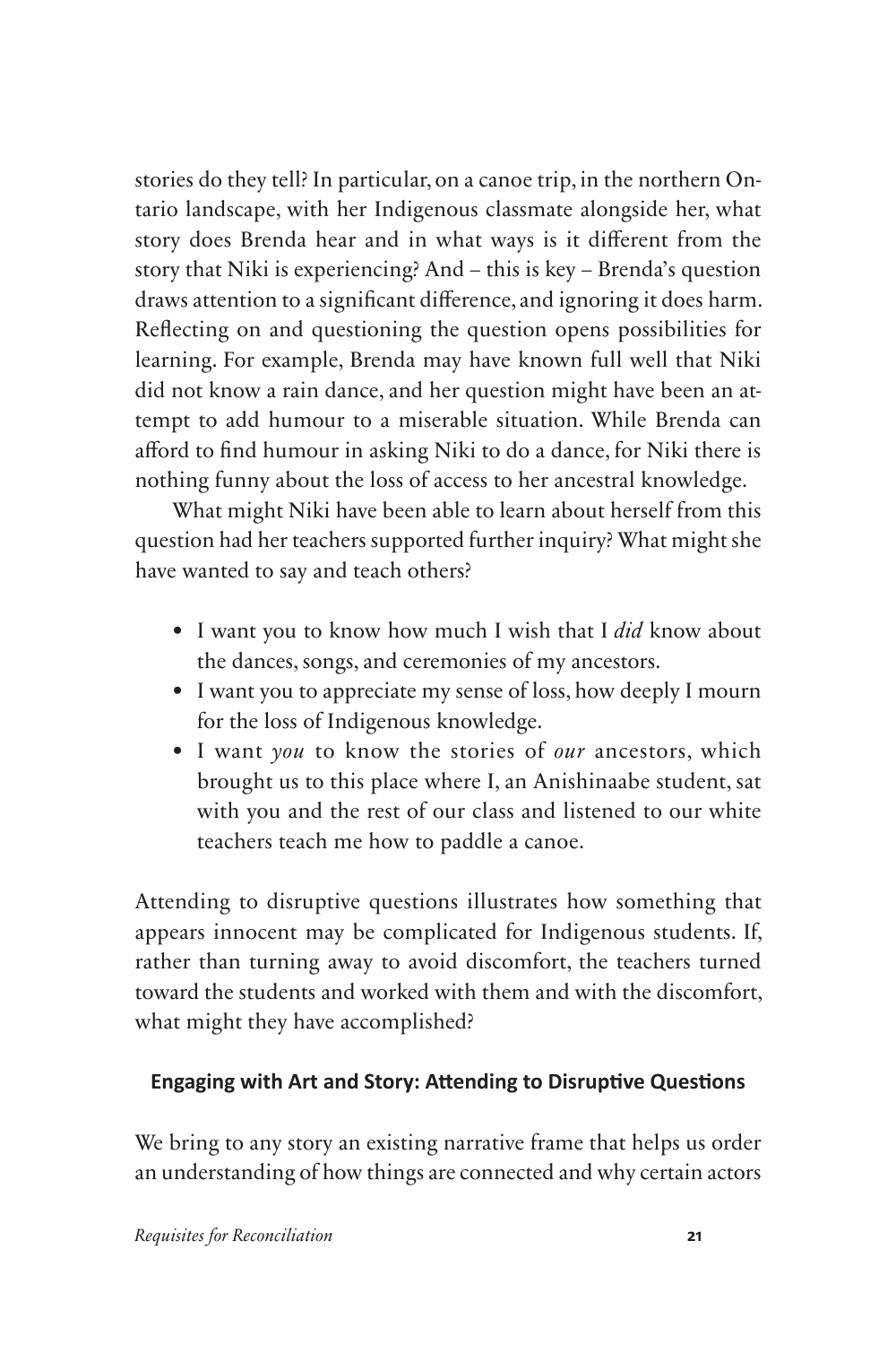stories do they tell? In particular, on a canoe trip, in the northern Ontario landscape, with her Indigenous classmate alongside her, what story does Brenda hear and in what ways is it different from the story that Niki is experiencing? And – this is key – Brenda's question draws attention to a significant difference, and ignoring it does harm. Reflecting on and questioning the question opens possibilities for learning. For example, Brenda may have known full well that Niki did not know a rain dance, and her question might have been an attempt to add humour to a miserable situation. While Brenda can afford to find humour in asking Niki to do a dance, for Niki there is nothing funny about the loss of access to her ancestral knowledge.

What might Niki have been able to learn about herself from this question had her teachers supported further inquiry? What might she have wanted to say and teach others?

- I want you to know how much I wish that I *did* know about the dances, songs, and ceremonies of my ancestors.
- I want you to appreciate my sense of loss, how deeply I mourn for the loss of Indigenous knowledge.
- I want *you* to know the stories of *our* ancestors, which brought us to this place where I, an Anishinaabe student, sat with you and the rest of our class and listened to our white teachers teach me how to paddle a canoe.

Attending to disruptive questions illustrates how something that appears innocent may be complicated for Indigenous students. If, rather than turning away to avoid discomfort, the teachers turned toward the students and worked with them and with the discomfort, what might they have accomplished?

### Engaging with Art and Story: Attending to Disruptive Questions

We bring to any story an existing narrative frame that helps us order an understanding of how things are connected and why certain actors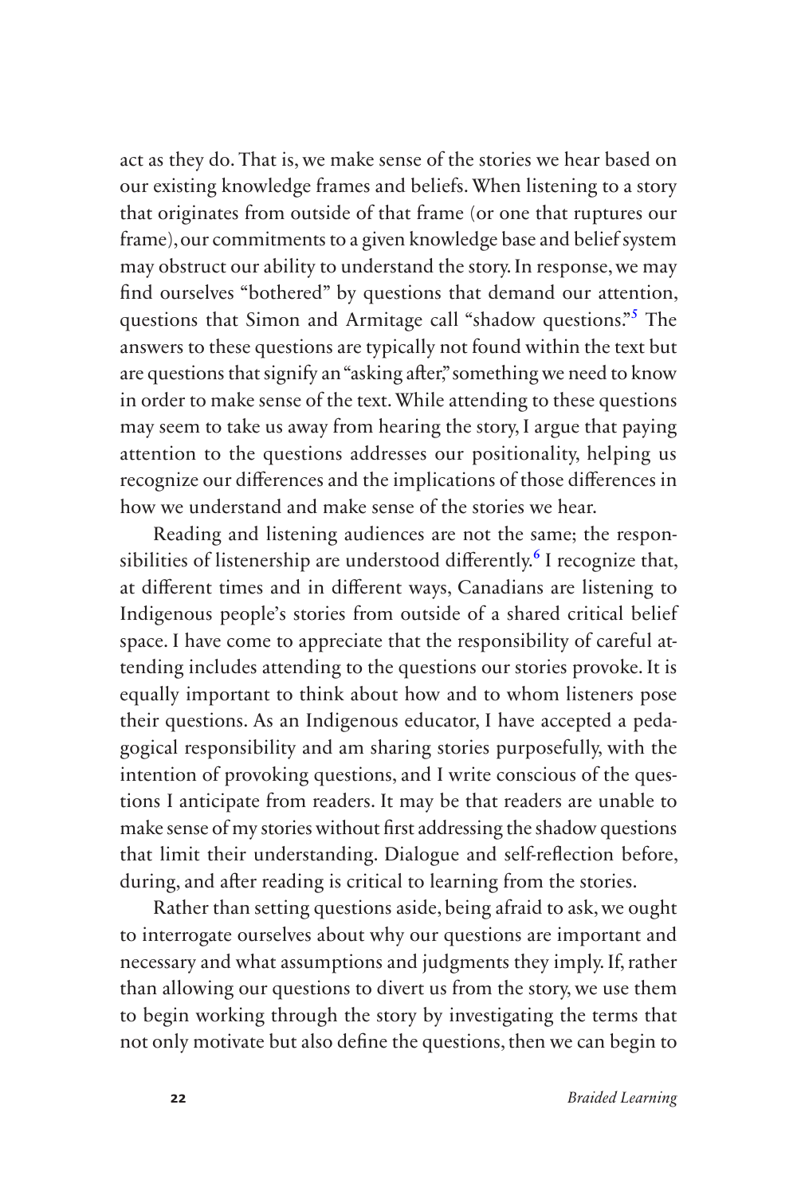act as they do. That is, we make sense of the stories we hear based on our existing knowledge frames and beliefs. When listening to a story that originates from outside of that frame (or one that ruptures our frame), our commitments to a given knowledge base and belief system may obstruct our ability to understand the story. In response, we may find ourselves "bothered" by questions that demand our attention, questions that Simon and Armitage call "shadow questions."[5] The answers to these questions are typically not found within the text but are questions that signify an "asking after," something we need to know in order to make sense of the text. While attending to these questions may seem to take us away from hearing the story, I argue that paying attention to the questions addresses our positionality, helping us recognize our differences and the implications of those differences in how we understand and make sense of the stories we hear.

Reading and listening audiences are not the same; the responsibilities of listenership are understood differently.[6] I recognize that, at different times and in different ways, Canadians are listening to Indigenous people's stories from outside of a shared critical belief space. I have come to appreciate that the responsibility of careful attending includes attending to the questions our stories provoke. It is equally important to think about how and to whom listeners pose their questions. As an Indigenous educator, I have accepted a pedagogical responsibility and am sharing stories purposefully, with the intention of provoking questions, and I write conscious of the questions I anticipate from readers. It may be that readers are unable to make sense of my stories without first addressing the shadow questions that limit their understanding. Dialogue and self-reflection before, during, and after reading is critical to learning from the stories.

Rather than setting questions aside, being afraid to ask, we ought to interrogate ourselves about why our questions are important and necessary and what assumptions and judgments they imply. If, rather than allowing our questions to divert us from the story, we use them to begin working through the story by investigating the terms that not only motivate but also define the questions, then we can begin to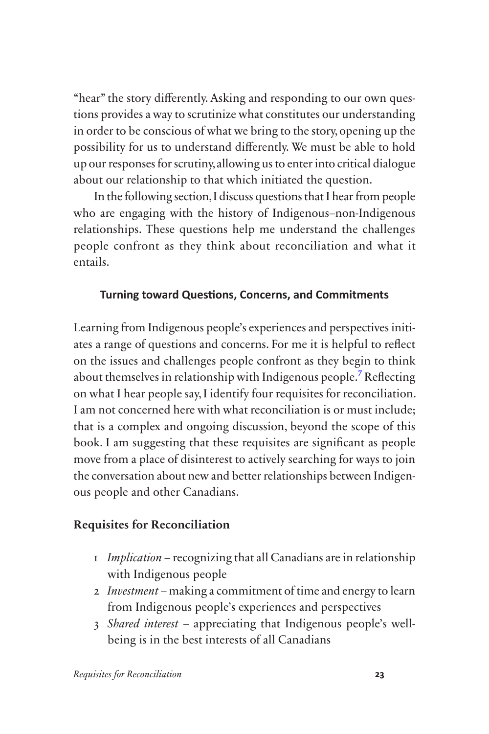"hear" the story differently. Asking and responding to our own questions provides a way to scrutinize what constitutes our understanding in order to be conscious of what we bring to the story, opening up the possibility for us to understand differently. We must be able to hold up our responses for scrutiny, allowing us to enter into critical dialogue about our relationship to that which initiated the question.

In the following section, I discuss questions that I hear from people who are engaging with the history of Indigenous–non-Indigenous relationships. These questions help me understand the challenges people confront as they think about reconciliation and what it entails.

## Turning toward Questions, Concerns, and Commitments

Learning from Indigenous people's experiences and perspectives initiates a range of questions and concerns. For me it is helpful to reflect on the issues and challenges people confront as they begin to think about themselves in relationship with Indigenous people.[7] Reflecting on what I hear people say, I identify four requisites for reconciliation. I am not concerned here with what reconciliation is or must include; that is a complex and ongoing discussion, beyond the scope of this book. I am suggesting that these requisites are significant as people move from a place of disinterest to actively searching for ways to join the conversation about new and better relationships between Indigenous people and other Canadians.

### Requisites for Reconciliation

1. *Implication* – recognizing that all Canadians are in relationship with Indigenous people
2. *Investment* – making a commitment of time and energy to learn from Indigenous people's experiences and perspectives
3. *Shared interest* – appreciating that Indigenous people's well-being is in the best interests of all Canadians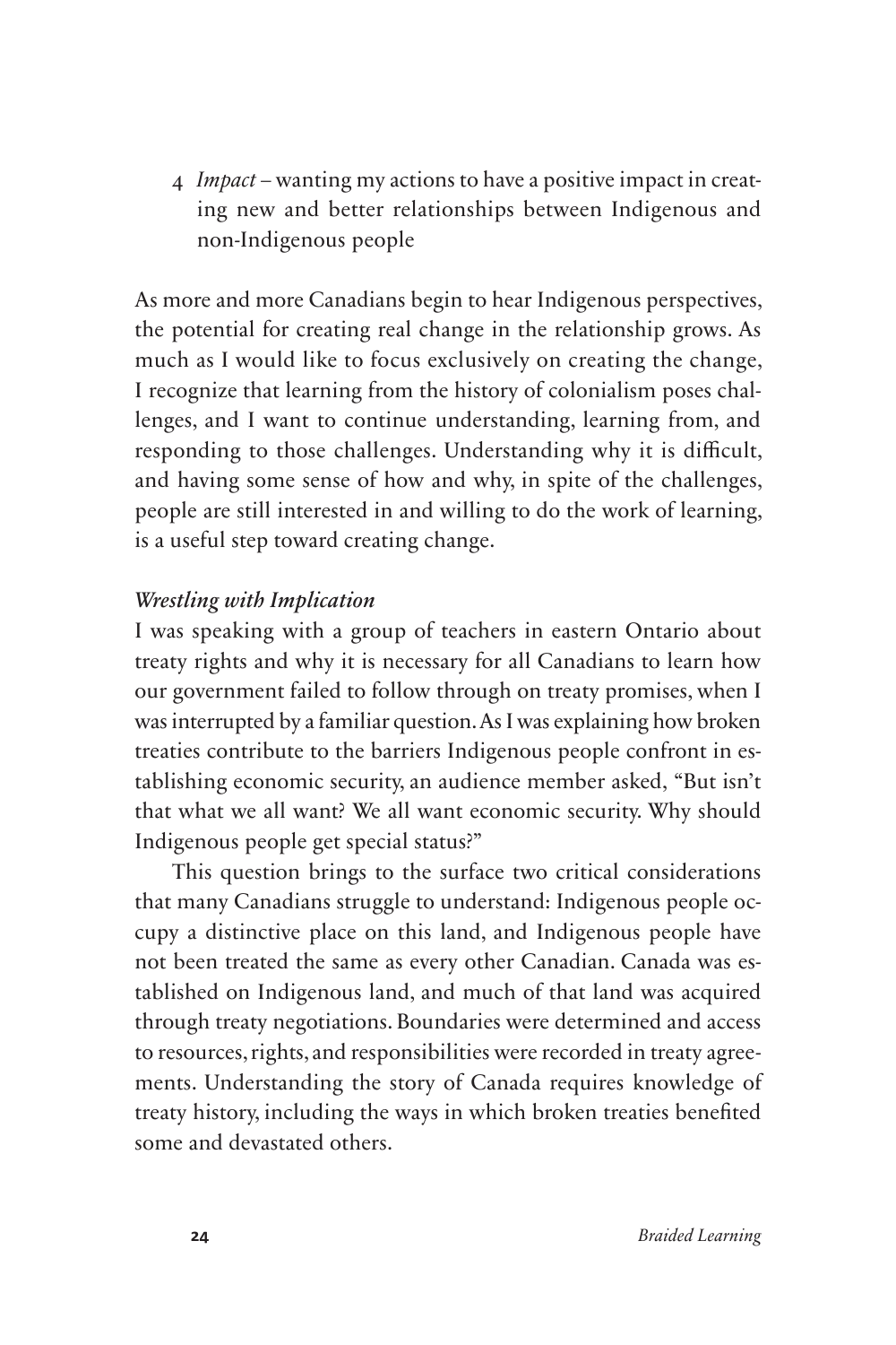4. *Impact* – wanting my actions to have a positive impact in creating new and better relationships between Indigenous and non-Indigenous people

As more and more Canadians begin to hear Indigenous perspectives, the potential for creating real change in the relationship grows. As much as I would like to focus exclusively on creating the change, I recognize that learning from the history of colonialism poses challenges, and I want to continue understanding, learning from, and responding to those challenges. Understanding why it is difficult, and having some sense of how and why, in spite of the challenges, people are still interested in and willing to do the work of learning, is a useful step toward creating change.

### *Wrestling with Implication*

I was speaking with a group of teachers in eastern Ontario about treaty rights and why it is necessary for all Canadians to learn how our government failed to follow through on treaty promises, when I was interrupted by a familiar question. As I was explaining how broken treaties contribute to the barriers Indigenous people confront in establishing economic security, an audience member asked, "But isn't that what we all want? We all want economic security. Why should Indigenous people get special status?"

This question brings to the surface two critical considerations that many Canadians struggle to understand: Indigenous people occupy a distinctive place on this land, and Indigenous people have not been treated the same as every other Canadian. Canada was established on Indigenous land, and much of that land was acquired through treaty negotiations. Boundaries were determined and access to resources, rights, and responsibilities were recorded in treaty agreements. Understanding the story of Canada requires knowledge of treaty history, including the ways in which broken treaties benefited some and devastated others.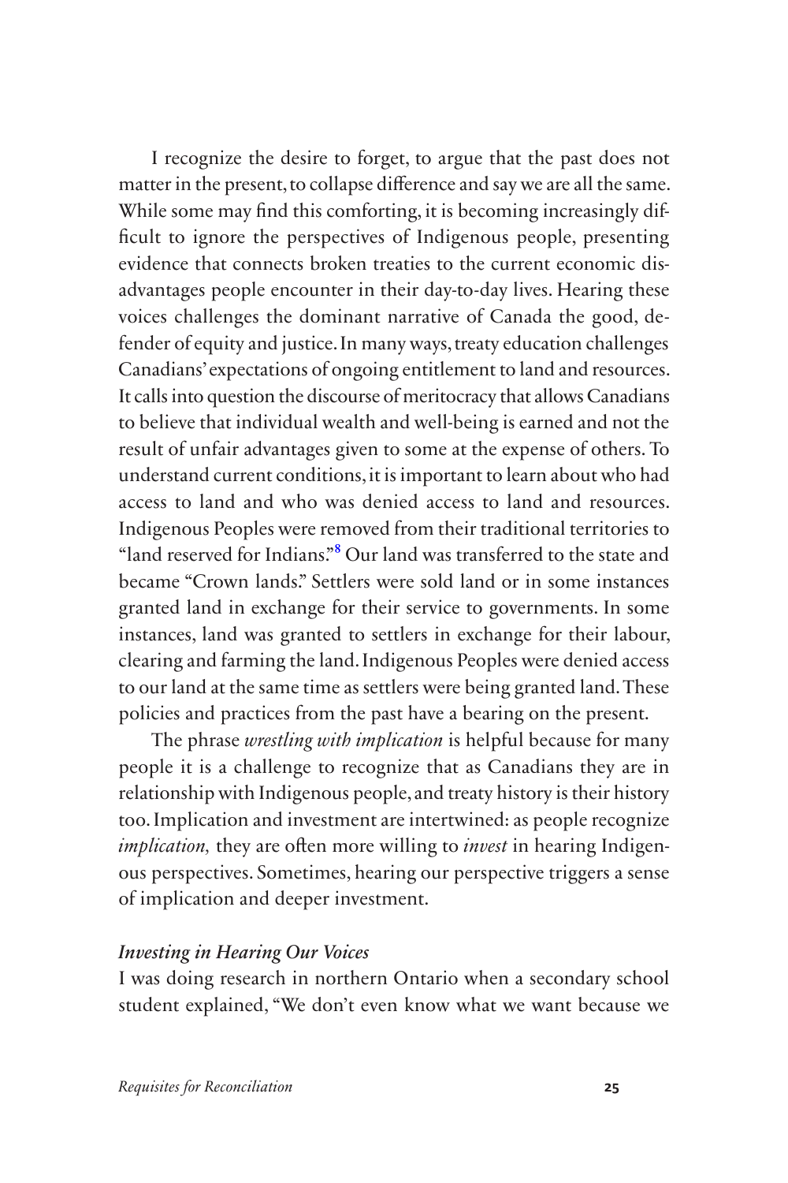I recognize the desire to forget, to argue that the past does not matter in the present, to collapse difference and say we are all the same. While some may find this comforting, it is becoming increasingly difficult to ignore the perspectives of Indigenous people, presenting evidence that connects broken treaties to the current economic disadvantages people encounter in their day-to-day lives. Hearing these voices challenges the dominant narrative of Canada the good, defender of equity and justice. In many ways, treaty education challenges Canadians' expectations of ongoing entitlement to land and resources. It calls into question the discourse of meritocracy that allows Canadians to believe that individual wealth and well-being is earned and not the result of unfair advantages given to some at the expense of others. To understand current conditions, it is important to learn about who had access to land and who was denied access to land and resources. Indigenous Peoples were removed from their traditional territories to "land reserved for Indians."[8] Our land was transferred to the state and became "Crown lands." Settlers were sold land or in some instances granted land in exchange for their service to governments. In some instances, land was granted to settlers in exchange for their labour, clearing and farming the land. Indigenous Peoples were denied access to our land at the same time as settlers were being granted land. These policies and practices from the past have a bearing on the present.

The phrase *wrestling with implication* is helpful because for many people it is a challenge to recognize that as Canadians they are in relationship with Indigenous people, and treaty history is their history too. Implication and investment are intertwined: as people recognize *implication,* they are often more willing to *invest* in hearing Indigenous perspectives. Sometimes, hearing our perspective triggers a sense of implication and deeper investment.

### *Investing in Hearing Our Voices*

I was doing research in northern Ontario when a secondary school student explained, "We don't even know what we want because we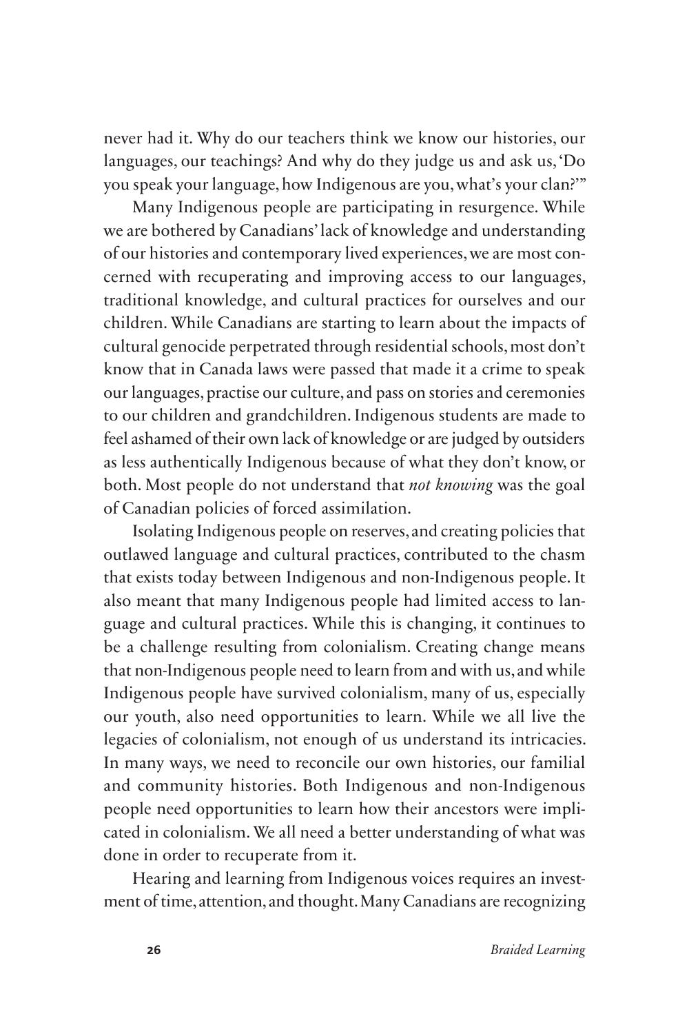never had it. Why do our teachers think we know our histories, our languages, our teachings? And why do they judge us and ask us, 'Do you speak your language, how Indigenous are you, what's your clan?'"

Many Indigenous people are participating in resurgence. While we are bothered by Canadians' lack of knowledge and understanding of our histories and contemporary lived experiences, we are most concerned with recuperating and improving access to our languages, traditional knowledge, and cultural practices for ourselves and our children. While Canadians are starting to learn about the impacts of cultural genocide perpetrated through residential schools, most don't know that in Canada laws were passed that made it a crime to speak our languages, practise our culture, and pass on stories and ceremonies to our children and grandchildren. Indigenous students are made to feel ashamed of their own lack of knowledge or are judged by outsiders as less authentically Indigenous because of what they don't know, or both. Most people do not understand that *not knowing* was the goal of Canadian policies of forced assimilation.

Isolating Indigenous people on reserves, and creating policies that outlawed language and cultural practices, contributed to the chasm that exists today between Indigenous and non-Indigenous people. It also meant that many Indigenous people had limited access to language and cultural practices. While this is changing, it continues to be a challenge resulting from colonialism. Creating change means that non-Indigenous people need to learn from and with us, and while Indigenous people have survived colonialism, many of us, especially our youth, also need opportunities to learn. While we all live the legacies of colonialism, not enough of us understand its intricacies. In many ways, we need to reconcile our own histories, our familial and community histories. Both Indigenous and non-Indigenous people need opportunities to learn how their ancestors were implicated in colonialism. We all need a better understanding of what was done in order to recuperate from it.

Hearing and learning from Indigenous voices requires an investment of time, attention, and thought. Many Canadians are recognizing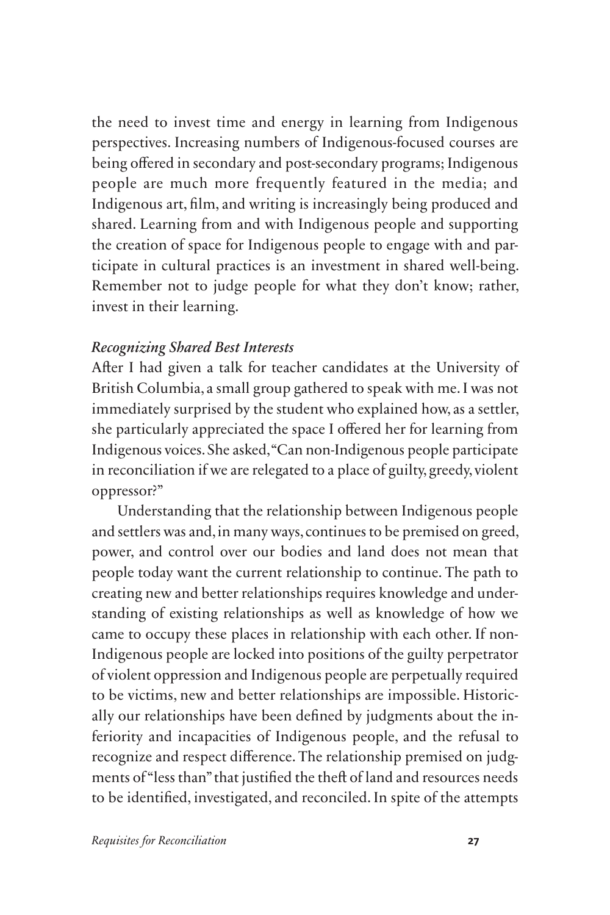the need to invest time and energy in learning from Indigenous perspectives. Increasing numbers of Indigenous-focused courses are being offered in secondary and post-secondary programs; Indigenous people are much more frequently featured in the media; and Indigenous art, film, and writing is increasingly being produced and shared. Learning from and with Indigenous people and supporting the creation of space for Indigenous people to engage with and participate in cultural practices is an investment in shared well-being. Remember not to judge people for what they don't know; rather, invest in their learning.

### *Recognizing Shared Best Interests*

After I had given a talk for teacher candidates at the University of British Columbia, a small group gathered to speak with me. I was not immediately surprised by the student who explained how, as a settler, she particularly appreciated the space I offered her for learning from Indigenous voices. She asked, "Can non-Indigenous people participate in reconciliation if we are relegated to a place of guilty, greedy, violent oppressor?"

Understanding that the relationship between Indigenous people and settlers was and, in many ways, continues to be premised on greed, power, and control over our bodies and land does not mean that people today want the current relationship to continue. The path to creating new and better relationships requires knowledge and understanding of existing relationships as well as knowledge of how we came to occupy these places in relationship with each other. If non-Indigenous people are locked into positions of the guilty perpetrator of violent oppression and Indigenous people are perpetually required to be victims, new and better relationships are impossible. Historically our relationships have been defined by judgments about the inferiority and incapacities of Indigenous people, and the refusal to recognize and respect difference. The relationship premised on judgments of "less than" that justified the theft of land and resources needs to be identified, investigated, and reconciled. In spite of the attempts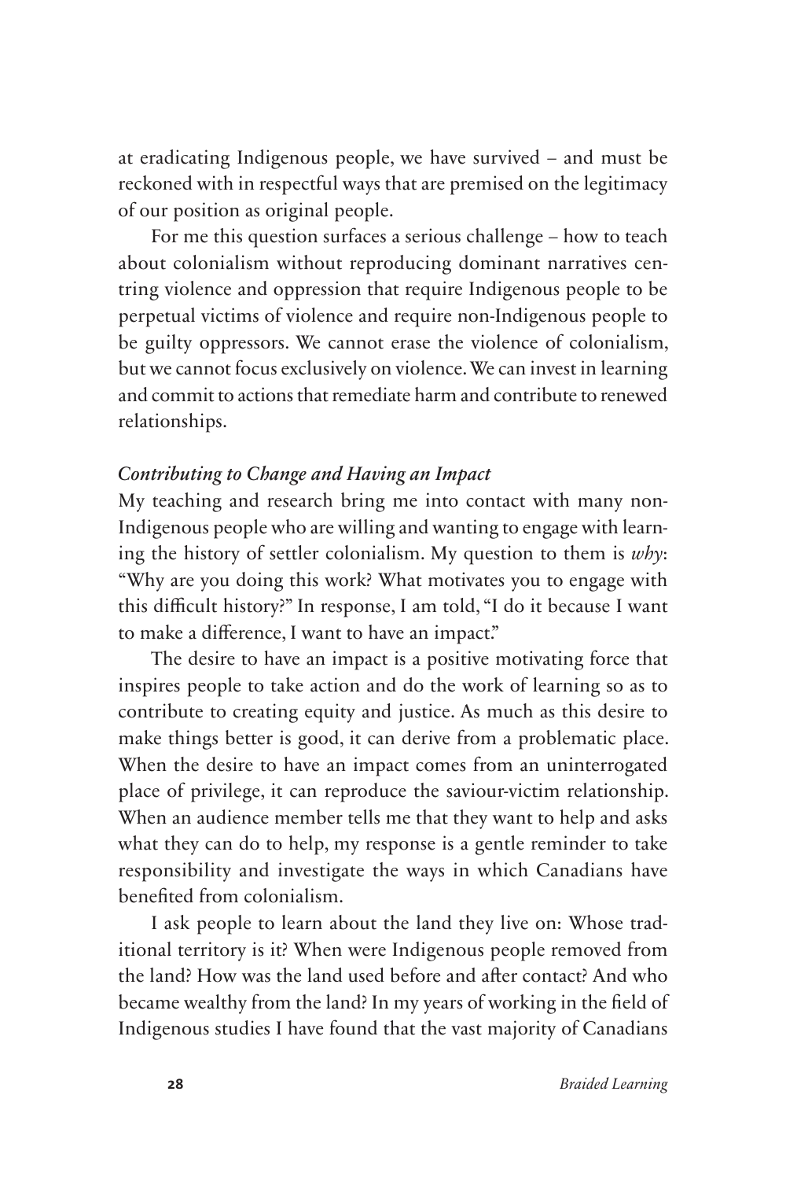at eradicating Indigenous people, we have survived – and must be reckoned with in respectful ways that are premised on the legitimacy of our position as original people.

For me this question surfaces a serious challenge – how to teach about colonialism without reproducing dominant narratives centring violence and oppression that require Indigenous people to be perpetual victims of violence and require non-Indigenous people to be guilty oppressors. We cannot erase the violence of colonialism, but we cannot focus exclusively on violence. We can invest in learning and commit to actions that remediate harm and contribute to renewed relationships.

### *Contributing to Change and Having an Impact*

My teaching and research bring me into contact with many non-Indigenous people who are willing and wanting to engage with learning the history of settler colonialism. My question to them is *why*: "Why are you doing this work? What motivates you to engage with this difficult history?" In response, I am told, "I do it because I want to make a difference, I want to have an impact."

The desire to have an impact is a positive motivating force that inspires people to take action and do the work of learning so as to contribute to creating equity and justice. As much as this desire to make things better is good, it can derive from a problematic place. When the desire to have an impact comes from an uninterrogated place of privilege, it can reproduce the saviour-victim relationship. When an audience member tells me that they want to help and asks what they can do to help, my response is a gentle reminder to take responsibility and investigate the ways in which Canadians have benefited from colonialism.

I ask people to learn about the land they live on: Whose traditional territory is it? When were Indigenous people removed from the land? How was the land used before and after contact? And who became wealthy from the land? In my years of working in the field of Indigenous studies I have found that the vast majority of Canadians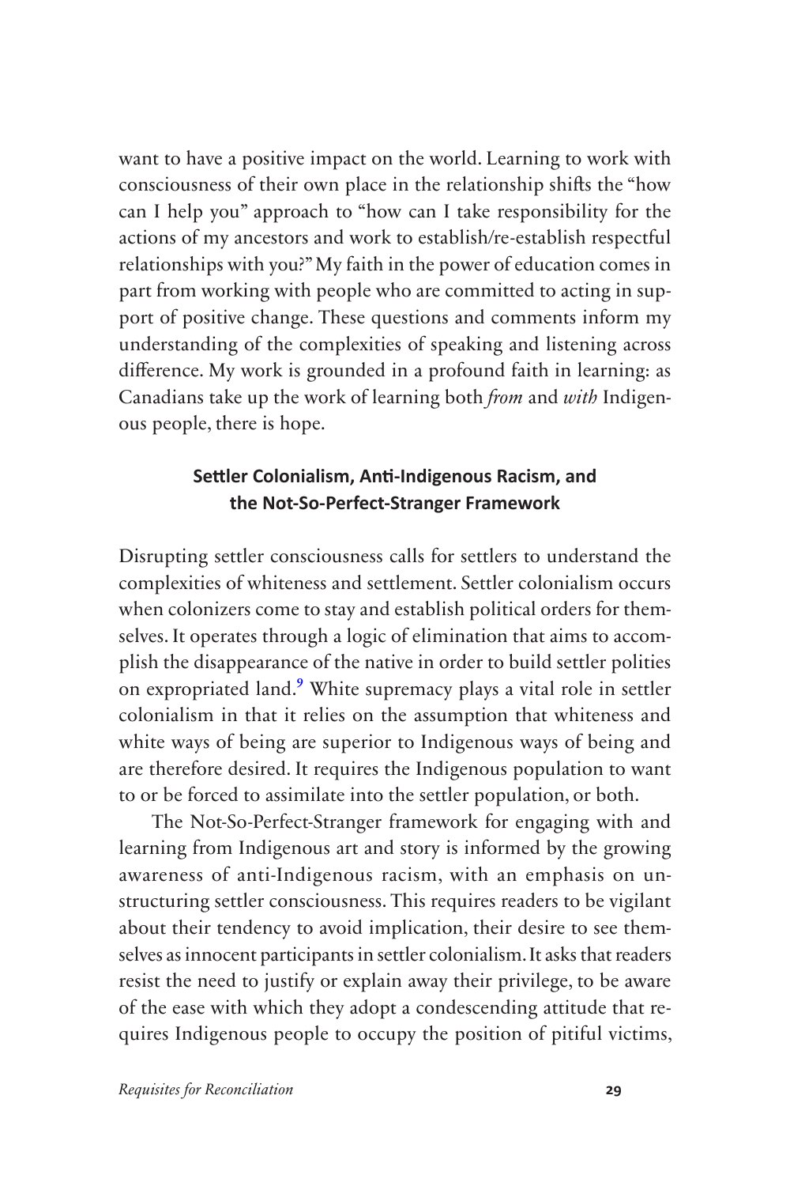want to have a positive impact on the world. Learning to work with consciousness of their own place in the relationship shifts the "how can I help you" approach to "how can I take responsibility for the actions of my ancestors and work to establish/re-establish respectful relationships with you?" My faith in the power of education comes in part from working with people who are committed to acting in support of positive change. These questions and comments inform my understanding of the complexities of speaking and listening across difference. My work is grounded in a profound faith in learning: as Canadians take up the work of learning both *from* and *with* Indigenous people, there is hope.

### Settler Colonialism, Anti-Indigenous Racism, and the Not-So-Perfect-Stranger Framework

Disrupting settler consciousness calls for settlers to understand the complexities of whiteness and settlement. Settler colonialism occurs when colonizers come to stay and establish political orders for themselves. It operates through a logic of elimination that aims to accomplish the disappearance of the native in order to build settler polities on expropriated land.[9] White supremacy plays a vital role in settler colonialism in that it relies on the assumption that whiteness and white ways of being are superior to Indigenous ways of being and are therefore desired. It requires the Indigenous population to want to or be forced to assimilate into the settler population, or both.

The Not-So-Perfect-Stranger framework for engaging with and learning from Indigenous art and story is informed by the growing awareness of anti-Indigenous racism, with an emphasis on unstructuring settler consciousness. This requires readers to be vigilant about their tendency to avoid implication, their desire to see themselves as innocent participants in settler colonialism. It asks that readers resist the need to justify or explain away their privilege, to be aware of the ease with which they adopt a condescending attitude that requires Indigenous people to occupy the position of pitiful victims,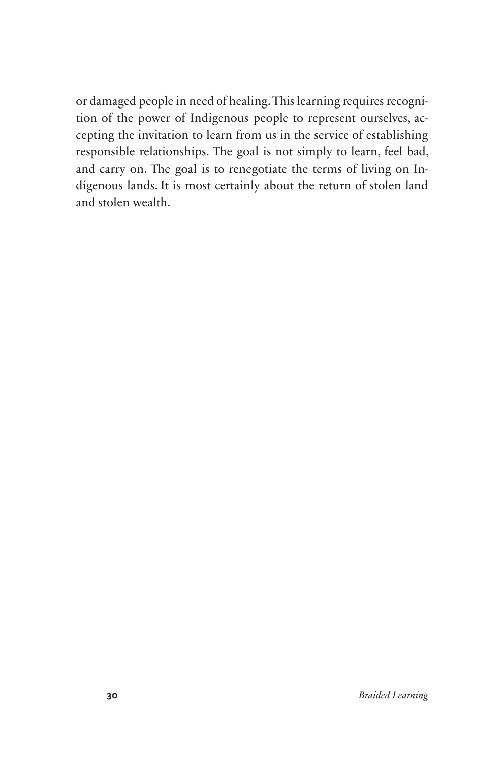or damaged people in need of healing. This learning requires recognition of the power of Indigenous people to represent ourselves, accepting the invitation to learn from us in the service of establishing responsible relationships. The goal is not simply to learn, feel bad, and carry on. The goal is to renegotiate the terms of living on Indigenous lands. It is most certainly about the return of stolen land and stolen wealth.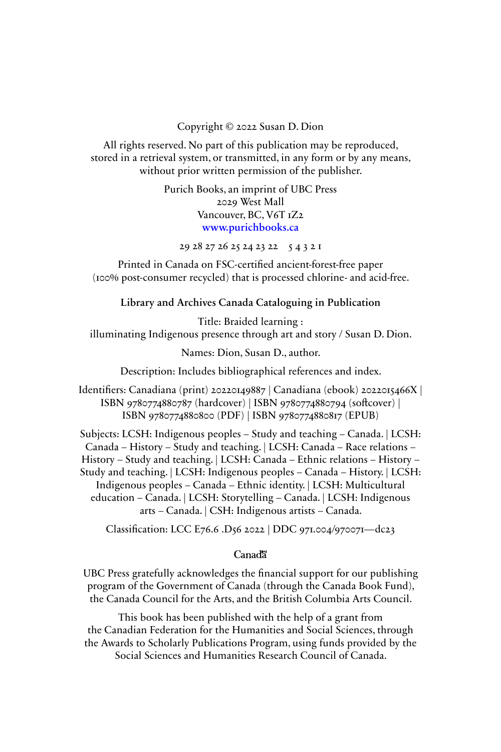Copyright © 2022 Susan D. Dion

All rights reserved. No part of this publication may be reproduced, stored in a retrieval system, or transmitted, in any form or by any means, without prior written permission of the publisher.

Purich Books, an imprint of UBC Press
2029 West Mall
Vancouver, BC, V6T 1Z2
www.purichbooks.ca

29 28 27 26 25 24 23 22  5 4 3 2 1

Printed in Canada on FSC-certified ancient-forest-free paper (100% post-consumer recycled) that is processed chlorine- and acid-free.

**Library and Archives Canada Cataloguing in Publication**

Title: Braided learning : illuminating Indigenous presence through art and story / Susan D. Dion.

Names: Dion, Susan D., author.

Description: Includes bibliographical references and index.

Identifiers: Canadiana (print) 20220149887 | Canadiana (ebook) 2022015466X | ISBN 9780774880787 (hardcover) | ISBN 9780774880794 (softcover) | ISBN 9780774880800 (PDF) | ISBN 9780774880817 (EPUB)

Subjects: LCSH: Indigenous peoples – Study and teaching – Canada. | LCSH: Canada – History – Study and teaching. | LCSH: Canada – Race relations – History – Study and teaching. | LCSH: Canada – Ethnic relations – History – Study and teaching. | LCSH: Indigenous peoples – Canada – History. | LCSH: Indigenous peoples – Canada – Ethnic identity. | LCSH: Multicultural education – Canada. | LCSH: Storytelling – Canada. | LCSH: Indigenous arts – Canada. | CSH: Indigenous artists – Canada.

Classification: LCC E76.6 .D56 2022 | DDC 971.004/97007—dc23

Canadä

UBC Press gratefully acknowledges the financial support for our publishing program of the Government of Canada (through the Canada Book Fund), the Canada Council for the Arts, and the British Columbia Arts Council.

This book has been published with the help of a grant from the Canadian Federation for the Humanities and Social Sciences, through the Awards to Scholarly Publications Program, using funds provided by the Social Sciences and Humanities Research Council of Canada.